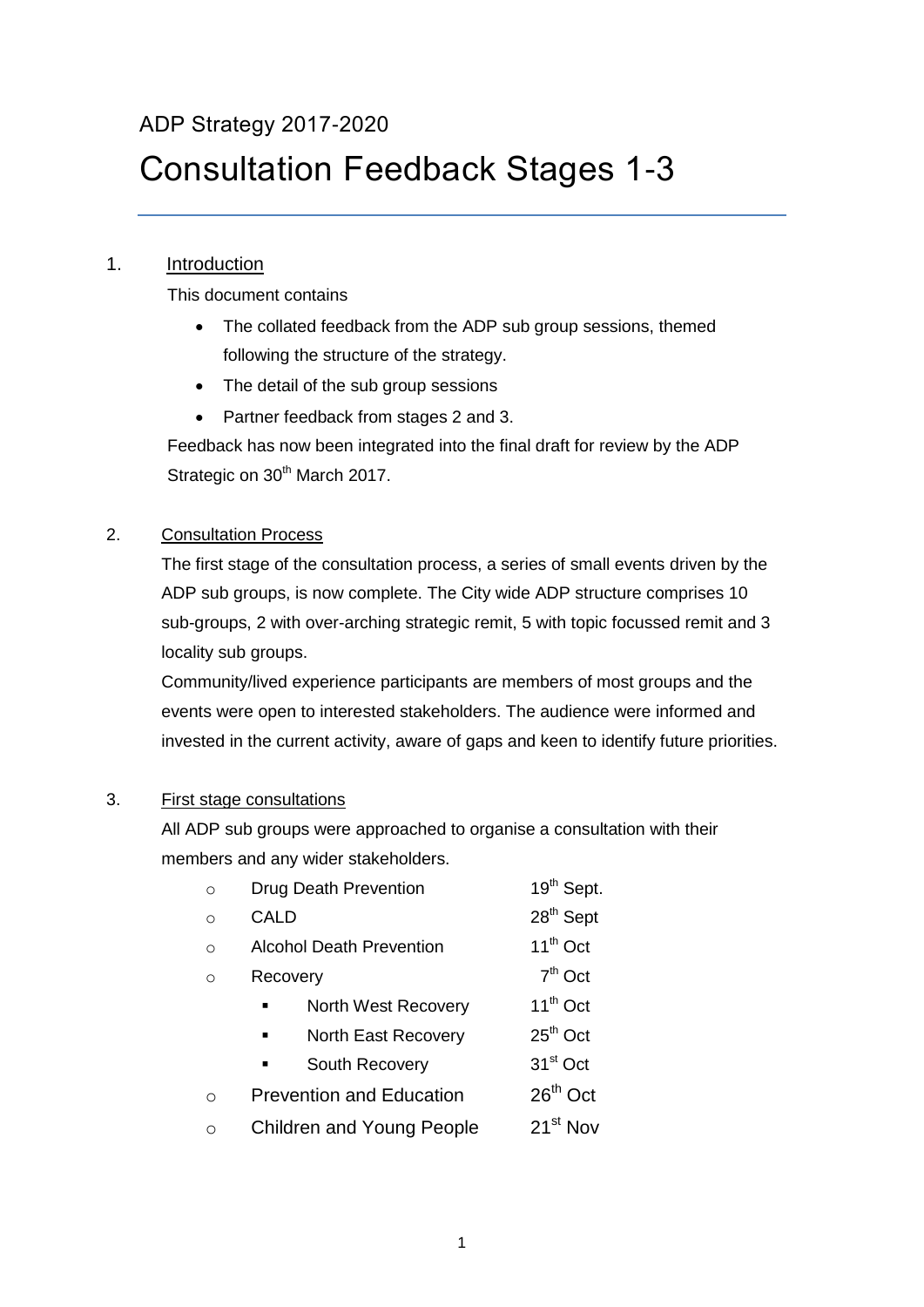ADP Strategy 2017-2020

# Consultation Feedback Stages 1-3

## 1. Introduction

This document contains

- The collated feedback from the ADP sub group sessions, themed following the structure of the strategy.
- The detail of the sub group sessions
- Partner feedback from stages 2 and 3.

Feedback has now been integrated into the final draft for review by the ADP Strategic on 30th March 2017.

## 2. Consultation Process

The first stage of the consultation process, a series of small events driven by the ADP sub groups, is now complete. The City wide ADP structure comprises 10 sub-groups, 2 with over-arching strategic remit, 5 with topic focussed remit and 3 locality sub groups.

Community/lived experience participants are members of most groups and the events were open to interested stakeholders. The audience were informed and invested in the current activity, aware of gaps and keen to identify future priorities.

## 3. First stage consultations

All ADP sub groups were approached to organise a consultation with their members and any wider stakeholders.

- Drug Death Prevention — 19th Sept.
- CALD — 28th Sept
- Alcohol Death Prevention — 11th Oct
- Recovery — 7th Oct
  - North West Recovery — 11th Oct
  - North East Recovery — 25th Oct
  - South Recovery — 31st Oct
- Prevention and Education — 26th Oct
- Children and Young People — 21st Nov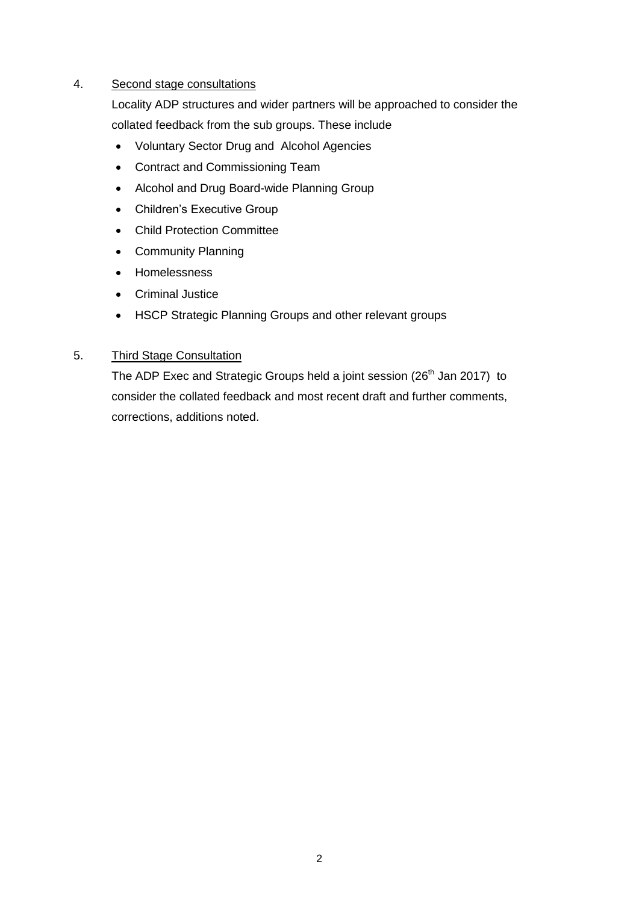4. <u>Second stage consultations</u>

Locality ADP structures and wider partners will be approached to consider the collated feedback from the sub groups. These include

- Voluntary Sector Drug and Alcohol Agencies
- Contract and Commissioning Team
- Alcohol and Drug Board-wide Planning Group
- Children's Executive Group
- Child Protection Committee
- Community Planning
- Homelessness
- Criminal Justice
- HSCP Strategic Planning Groups and other relevant groups

5. <u>Third Stage Consultation</u>

The ADP Exec and Strategic Groups held a joint session (26th Jan 2017) to consider the collated feedback and most recent draft and further comments, corrections, additions noted.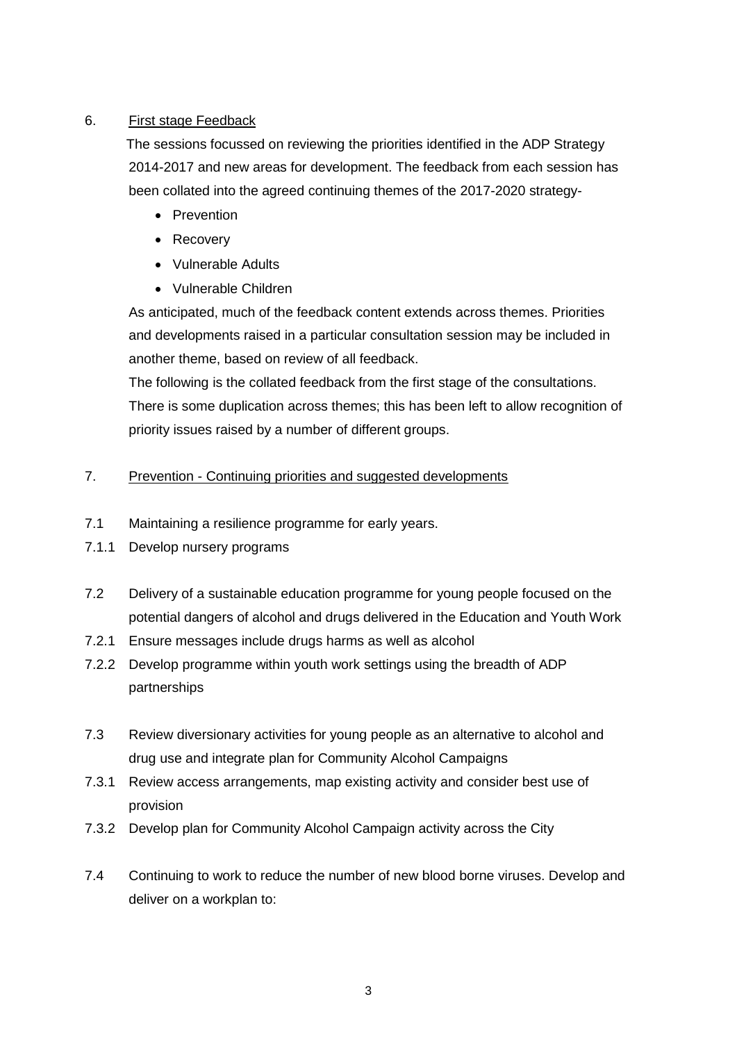## 6. First stage Feedback

The sessions focussed on reviewing the priorities identified in the ADP Strategy 2014-2017 and new areas for development. The feedback from each session has been collated into the agreed continuing themes of the 2017-2020 strategy-

- Prevention
- Recovery
- Vulnerable Adults
- Vulnerable Children

As anticipated, much of the feedback content extends across themes. Priorities and developments raised in a particular consultation session may be included in another theme, based on review of all feedback.

The following is the collated feedback from the first stage of the consultations. There is some duplication across themes; this has been left to allow recognition of priority issues raised by a number of different groups.

## 7. Prevention - Continuing priorities and suggested developments

7.1 Maintaining a resilience programme for early years.

7.1.1 Develop nursery programs

7.2 Delivery of a sustainable education programme for young people focused on the potential dangers of alcohol and drugs delivered in the Education and Youth Work

7.2.1 Ensure messages include drugs harms as well as alcohol

7.2.2 Develop programme within youth work settings using the breadth of ADP partnerships

7.3 Review diversionary activities for young people as an alternative to alcohol and drug use and integrate plan for Community Alcohol Campaigns

7.3.1 Review access arrangements, map existing activity and consider best use of provision

7.3.2 Develop plan for Community Alcohol Campaign activity across the City

7.4 Continuing to work to reduce the number of new blood borne viruses. Develop and deliver on a workplan to: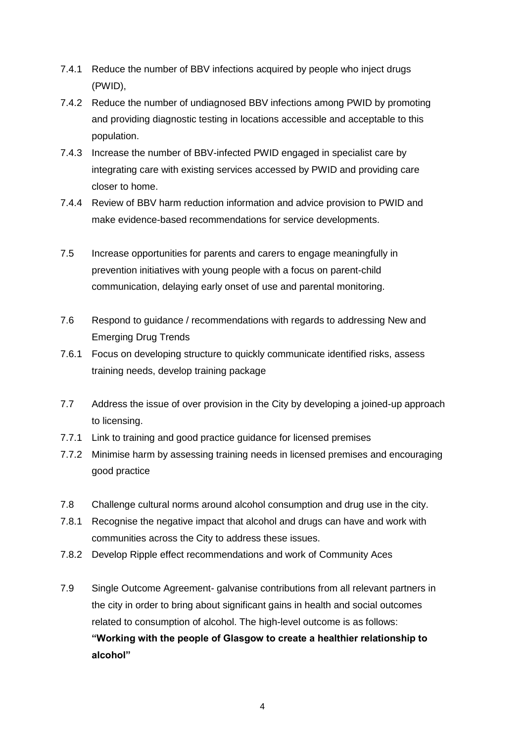7.4.1 Reduce the number of BBV infections acquired by people who inject drugs (PWID),

7.4.2 Reduce the number of undiagnosed BBV infections among PWID by promoting and providing diagnostic testing in locations accessible and acceptable to this population.

7.4.3 Increase the number of BBV-infected PWID engaged in specialist care by integrating care with existing services accessed by PWID and providing care closer to home.

7.4.4 Review of BBV harm reduction information and advice provision to PWID and make evidence-based recommendations for service developments.

7.5 Increase opportunities for parents and carers to engage meaningfully in prevention initiatives with young people with a focus on parent-child communication, delaying early onset of use and parental monitoring.

7.6 Respond to guidance / recommendations with regards to addressing New and Emerging Drug Trends

7.6.1 Focus on developing structure to quickly communicate identified risks, assess training needs, develop training package

7.7 Address the issue of over provision in the City by developing a joined-up approach to licensing.

7.7.1 Link to training and good practice guidance for licensed premises

7.7.2 Minimise harm by assessing training needs in licensed premises and encouraging good practice

7.8 Challenge cultural norms around alcohol consumption and drug use in the city.

7.8.1 Recognise the negative impact that alcohol and drugs can have and work with communities across the City to address these issues.

7.8.2 Develop Ripple effect recommendations and work of Community Aces

7.9 Single Outcome Agreement- galvanise contributions from all relevant partners in the city in order to bring about significant gains in health and social outcomes related to consumption of alcohol. The high-level outcome is as follows: **"Working with the people of Glasgow to create a healthier relationship to alcohol"**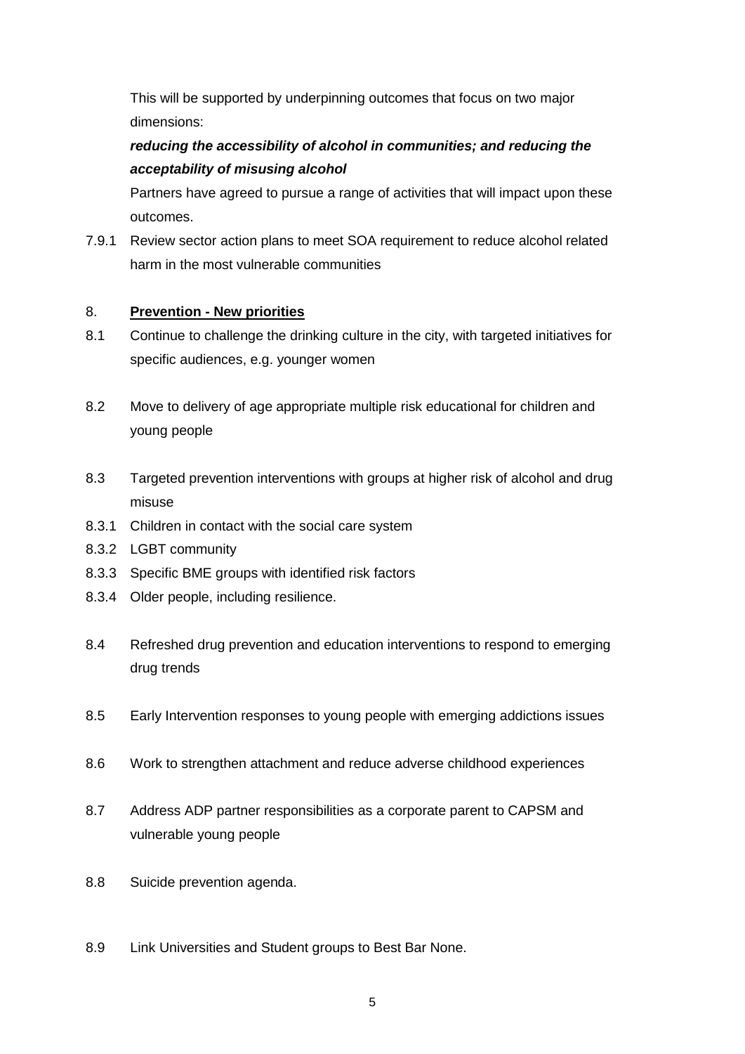This will be supported by underpinning outcomes that focus on two major dimensions:

***reducing the accessibility of alcohol in communities; and reducing the acceptability of misusing alcohol***

Partners have agreed to pursue a range of activities that will impact upon these outcomes.

7.9.1 Review sector action plans to meet SOA requirement to reduce alcohol related harm in the most vulnerable communities

## 8. **Prevention - New priorities**

8.1 Continue to challenge the drinking culture in the city, with targeted initiatives for specific audiences, e.g. younger women

8.2 Move to delivery of age appropriate multiple risk educational for children and young people

8.3 Targeted prevention interventions with groups at higher risk of alcohol and drug misuse

8.3.1 Children in contact with the social care system

8.3.2 LGBT community

8.3.3 Specific BME groups with identified risk factors

8.3.4 Older people, including resilience.

8.4 Refreshed drug prevention and education interventions to respond to emerging drug trends

8.5 Early Intervention responses to young people with emerging addictions issues

8.6 Work to strengthen attachment and reduce adverse childhood experiences

8.7 Address ADP partner responsibilities as a corporate parent to CAPSM and vulnerable young people

8.8 Suicide prevention agenda.

8.9 Link Universities and Student groups to Best Bar None.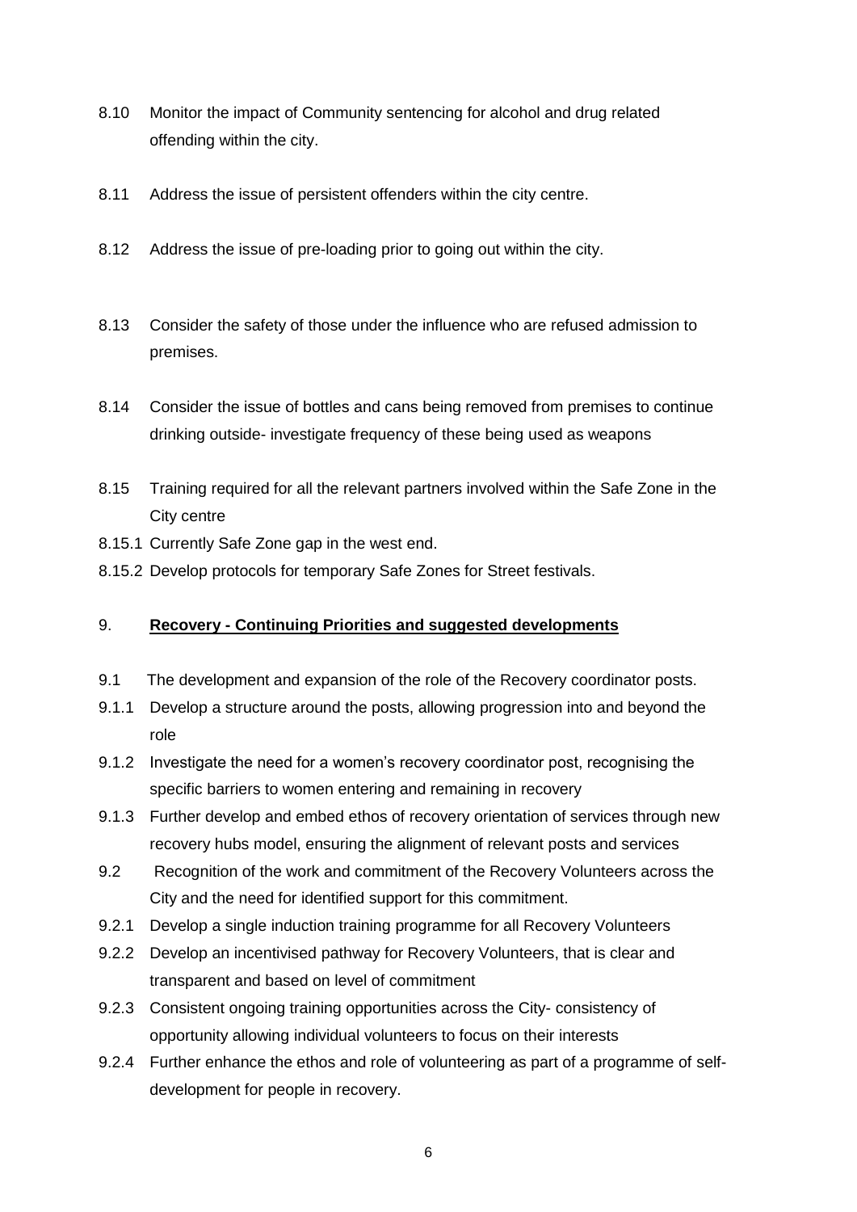8.10 Monitor the impact of Community sentencing for alcohol and drug related offending within the city.

8.11 Address the issue of persistent offenders within the city centre.

8.12 Address the issue of pre-loading prior to going out within the city.

8.13 Consider the safety of those under the influence who are refused admission to premises.

8.14 Consider the issue of bottles and cans being removed from premises to continue drinking outside- investigate frequency of these being used as weapons

8.15 Training required for all the relevant partners involved within the Safe Zone in the City centre

8.15.1 Currently Safe Zone gap in the west end.

8.15.2 Develop protocols for temporary Safe Zones for Street festivals.

## 9. **Recovery - Continuing Priorities and suggested developments**

9.1 The development and expansion of the role of the Recovery coordinator posts.

9.1.1 Develop a structure around the posts, allowing progression into and beyond the role

9.1.2 Investigate the need for a women's recovery coordinator post, recognising the specific barriers to women entering and remaining in recovery

9.1.3 Further develop and embed ethos of recovery orientation of services through new recovery hubs model, ensuring the alignment of relevant posts and services

9.2 Recognition of the work and commitment of the Recovery Volunteers across the City and the need for identified support for this commitment.

9.2.1 Develop a single induction training programme for all Recovery Volunteers

9.2.2 Develop an incentivised pathway for Recovery Volunteers, that is clear and transparent and based on level of commitment

9.2.3 Consistent ongoing training opportunities across the City- consistency of opportunity allowing individual volunteers to focus on their interests

9.2.4 Further enhance the ethos and role of volunteering as part of a programme of self-development for people in recovery.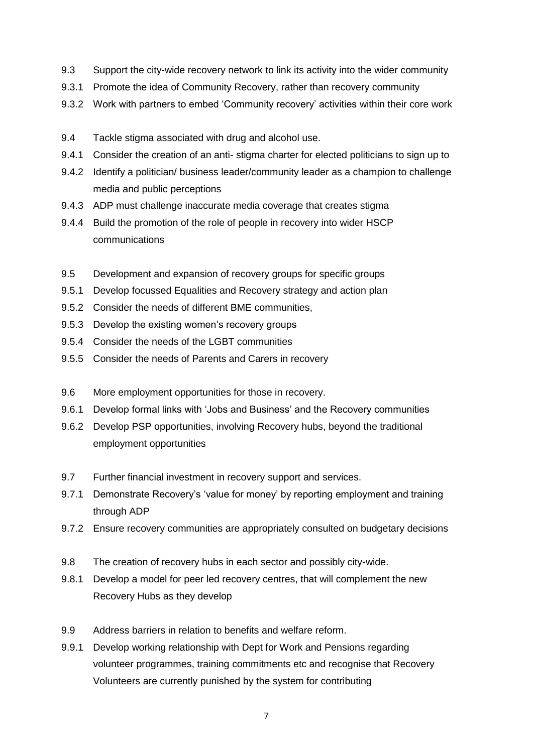9.3 Support the city-wide recovery network to link its activity into the wider community

9.3.1 Promote the idea of Community Recovery, rather than recovery community

9.3.2 Work with partners to embed 'Community recovery' activities within their core work

9.4 Tackle stigma associated with drug and alcohol use.

9.4.1 Consider the creation of an anti- stigma charter for elected politicians to sign up to

9.4.2 Identify a politician/ business leader/community leader as a champion to challenge media and public perceptions

9.4.3 ADP must challenge inaccurate media coverage that creates stigma

9.4.4 Build the promotion of the role of people in recovery into wider HSCP communications

9.5 Development and expansion of recovery groups for specific groups

9.5.1 Develop focussed Equalities and Recovery strategy and action plan

9.5.2 Consider the needs of different BME communities,

9.5.3 Develop the existing women's recovery groups

9.5.4 Consider the needs of the LGBT communities

9.5.5 Consider the needs of Parents and Carers in recovery

9.6 More employment opportunities for those in recovery.

9.6.1 Develop formal links with 'Jobs and Business' and the Recovery communities

9.6.2 Develop PSP opportunities, involving Recovery hubs, beyond the traditional employment opportunities

9.7 Further financial investment in recovery support and services.

9.7.1 Demonstrate Recovery's 'value for money' by reporting employment and training through ADP

9.7.2 Ensure recovery communities are appropriately consulted on budgetary decisions

9.8 The creation of recovery hubs in each sector and possibly city-wide.

9.8.1 Develop a model for peer led recovery centres, that will complement the new Recovery Hubs as they develop

9.9 Address barriers in relation to benefits and welfare reform.

9.9.1 Develop working relationship with Dept for Work and Pensions regarding volunteer programmes, training commitments etc and recognise that Recovery Volunteers are currently punished by the system for contributing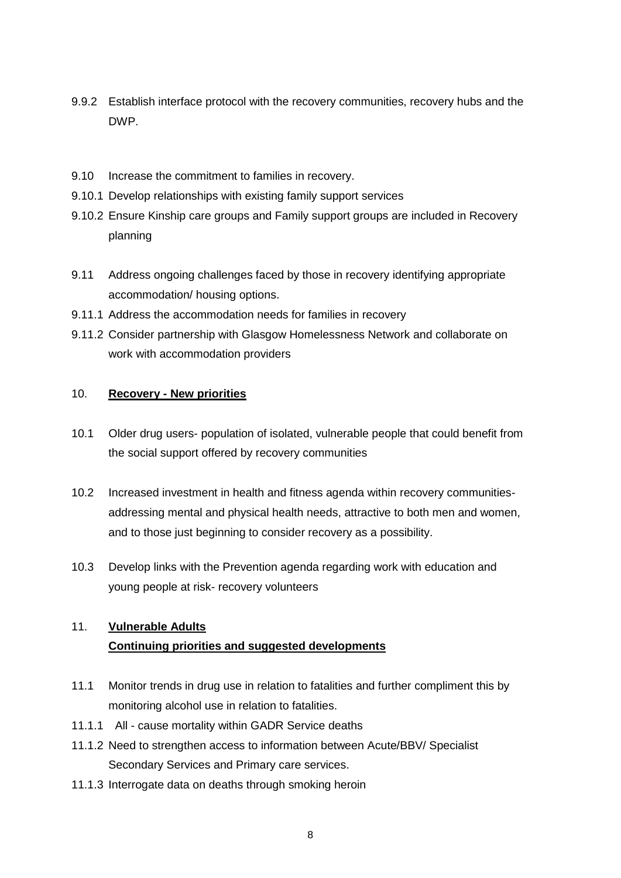9.9.2 Establish interface protocol with the recovery communities, recovery hubs and the DWP.

9.10 Increase the commitment to families in recovery.

9.10.1 Develop relationships with existing family support services

9.10.2 Ensure Kinship care groups and Family support groups are included in Recovery planning

9.11 Address ongoing challenges faced by those in recovery identifying appropriate accommodation/ housing options.

9.11.1 Address the accommodation needs for families in recovery

9.11.2 Consider partnership with Glasgow Homelessness Network and collaborate on work with accommodation providers

10. **Recovery - New priorities**

10.1 Older drug users- population of isolated, vulnerable people that could benefit from the social support offered by recovery communities

10.2 Increased investment in health and fitness agenda within recovery communities- addressing mental and physical health needs, attractive to both men and women, and to those just beginning to consider recovery as a possibility.

10.3 Develop links with the Prevention agenda regarding work with education and young people at risk- recovery volunteers

11. **Vulnerable Adults**
**Continuing priorities and suggested developments**

11.1 Monitor trends in drug use in relation to fatalities and further compliment this by monitoring alcohol use in relation to fatalities.

11.1.1 All - cause mortality within GADR Service deaths

11.1.2 Need to strengthen access to information between Acute/BBV/ Specialist Secondary Services and Primary care services.

11.1.3 Interrogate data on deaths through smoking heroin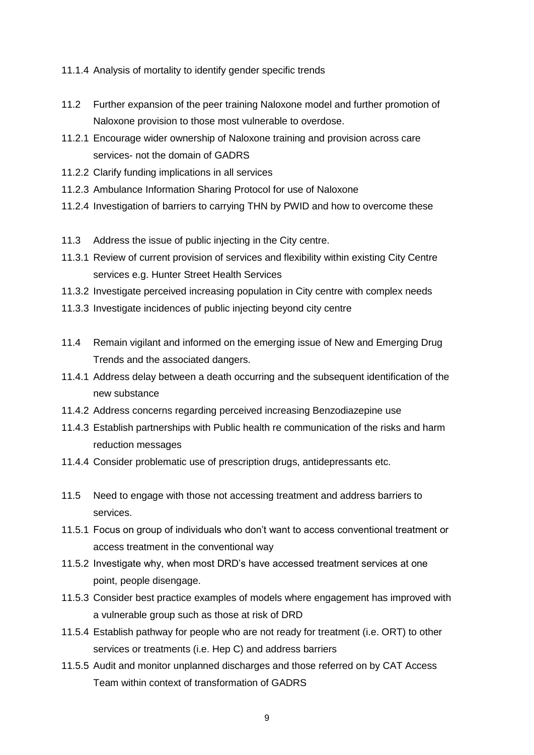11.1.4 Analysis of mortality to identify gender specific trends

11.2 Further expansion of the peer training Naloxone model and further promotion of Naloxone provision to those most vulnerable to overdose.

11.2.1 Encourage wider ownership of Naloxone training and provision across care services- not the domain of GADRS

11.2.2 Clarify funding implications in all services

11.2.3 Ambulance Information Sharing Protocol for use of Naloxone

11.2.4 Investigation of barriers to carrying THN by PWID and how to overcome these

11.3 Address the issue of public injecting in the City centre.

11.3.1 Review of current provision of services and flexibility within existing City Centre services e.g. Hunter Street Health Services

11.3.2 Investigate perceived increasing population in City centre with complex needs

11.3.3 Investigate incidences of public injecting beyond city centre

11.4 Remain vigilant and informed on the emerging issue of New and Emerging Drug Trends and the associated dangers.

11.4.1 Address delay between a death occurring and the subsequent identification of the new substance

11.4.2 Address concerns regarding perceived increasing Benzodiazepine use

11.4.3 Establish partnerships with Public health re communication of the risks and harm reduction messages

11.4.4 Consider problematic use of prescription drugs, antidepressants etc.

11.5 Need to engage with those not accessing treatment and address barriers to services.

11.5.1 Focus on group of individuals who don't want to access conventional treatment or access treatment in the conventional way

11.5.2 Investigate why, when most DRD's have accessed treatment services at one point, people disengage.

11.5.3 Consider best practice examples of models where engagement has improved with a vulnerable group such as those at risk of DRD

11.5.4 Establish pathway for people who are not ready for treatment (i.e. ORT) to other services or treatments (i.e. Hep C) and address barriers

11.5.5 Audit and monitor unplanned discharges and those referred on by CAT Access Team within context of transformation of GADRS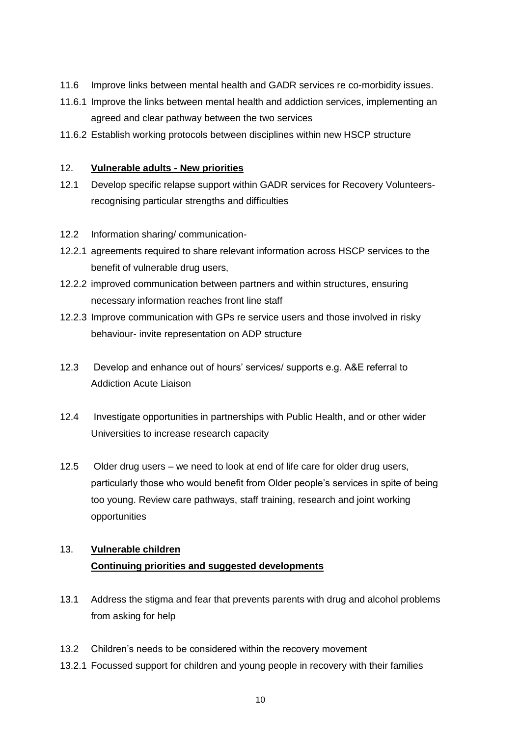11.6 Improve links between mental health and GADR services re co-morbidity issues.

11.6.1 Improve the links between mental health and addiction services, implementing an agreed and clear pathway between the two services

11.6.2 Establish working protocols between disciplines within new HSCP structure

## 12. <u>**Vulnerable adults - New priorities**</u>

12.1 Develop specific relapse support within GADR services for Recovery Volunteers- recognising particular strengths and difficulties

12.2 Information sharing/ communication-

12.2.1 agreements required to share relevant information across HSCP services to the benefit of vulnerable drug users,

12.2.2 improved communication between partners and within structures, ensuring necessary information reaches front line staff

12.2.3 Improve communication with GPs re service users and those involved in risky behaviour- invite representation on ADP structure

12.3 Develop and enhance out of hours' services/ supports e.g. A&E referral to Addiction Acute Liaison

12.4 Investigate opportunities in partnerships with Public Health, and or other wider Universities to increase research capacity

12.5 Older drug users – we need to look at end of life care for older drug users, particularly those who would benefit from Older people's services in spite of being too young. Review care pathways, staff training, research and joint working opportunities

## 13. <u>**Vulnerable children**</u>

### <u>**Continuing priorities and suggested developments**</u>

13.1 Address the stigma and fear that prevents parents with drug and alcohol problems from asking for help

13.2 Children's needs to be considered within the recovery movement

13.2.1 Focussed support for children and young people in recovery with their families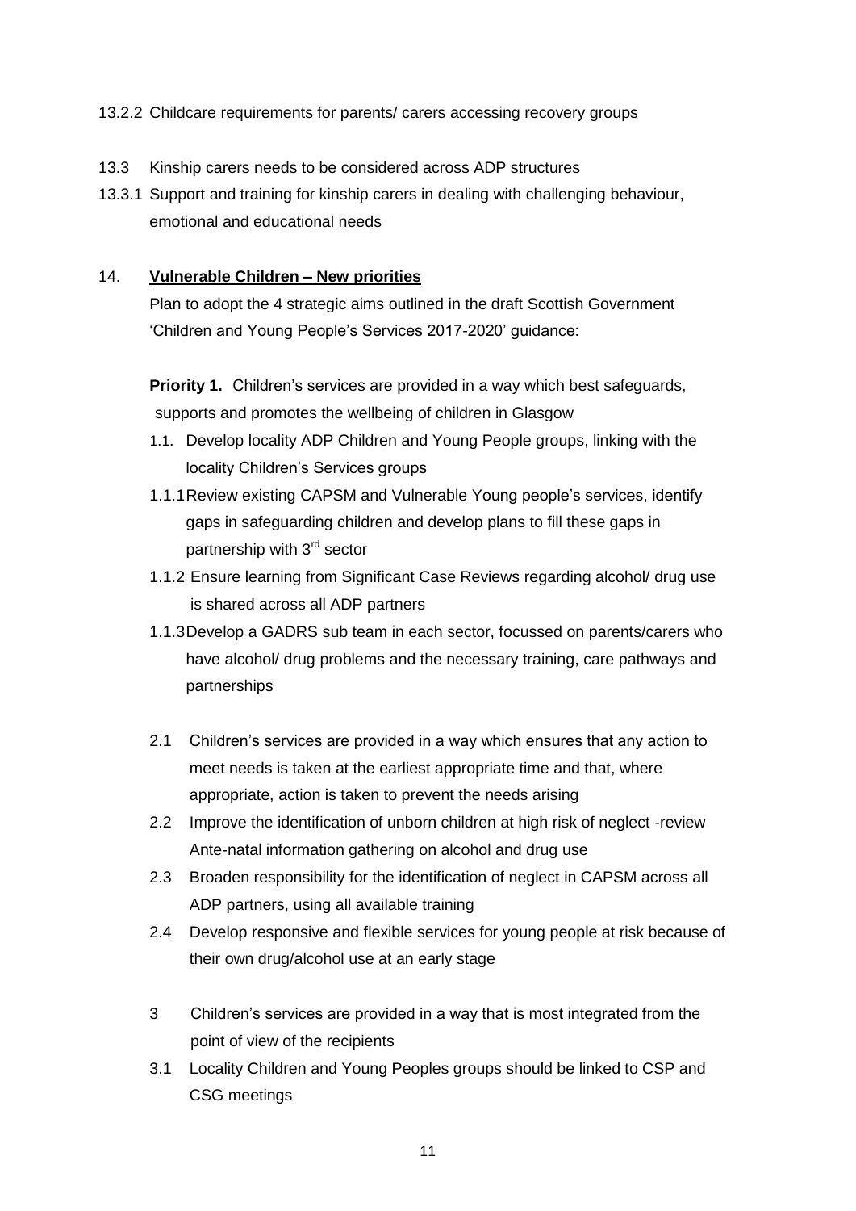13.2.2 Childcare requirements for parents/ carers accessing recovery groups

13.3 Kinship carers needs to be considered across ADP structures

13.3.1 Support and training for kinship carers in dealing with challenging behaviour, emotional and educational needs

## 14. Vulnerable Children – New priorities

Plan to adopt the 4 strategic aims outlined in the draft Scottish Government 'Children and Young People's Services 2017-2020' guidance:

**Priority 1.** Children's services are provided in a way which best safeguards, supports and promotes the wellbeing of children in Glasgow

1.1. Develop locality ADP Children and Young People groups, linking with the locality Children's Services groups

1.1.1 Review existing CAPSM and Vulnerable Young people's services, identify gaps in safeguarding children and develop plans to fill these gaps in partnership with 3rd sector

1.1.2 Ensure learning from Significant Case Reviews regarding alcohol/ drug use is shared across all ADP partners

1.1.3 Develop a GADRS sub team in each sector, focussed on parents/carers who have alcohol/ drug problems and the necessary training, care pathways and partnerships

2.1 Children's services are provided in a way which ensures that any action to meet needs is taken at the earliest appropriate time and that, where appropriate, action is taken to prevent the needs arising

2.2 Improve the identification of unborn children at high risk of neglect -review Ante-natal information gathering on alcohol and drug use

2.3 Broaden responsibility for the identification of neglect in CAPSM across all ADP partners, using all available training

2.4 Develop responsive and flexible services for young people at risk because of their own drug/alcohol use at an early stage

3 Children's services are provided in a way that is most integrated from the point of view of the recipients

3.1 Locality Children and Young Peoples groups should be linked to CSP and CSG meetings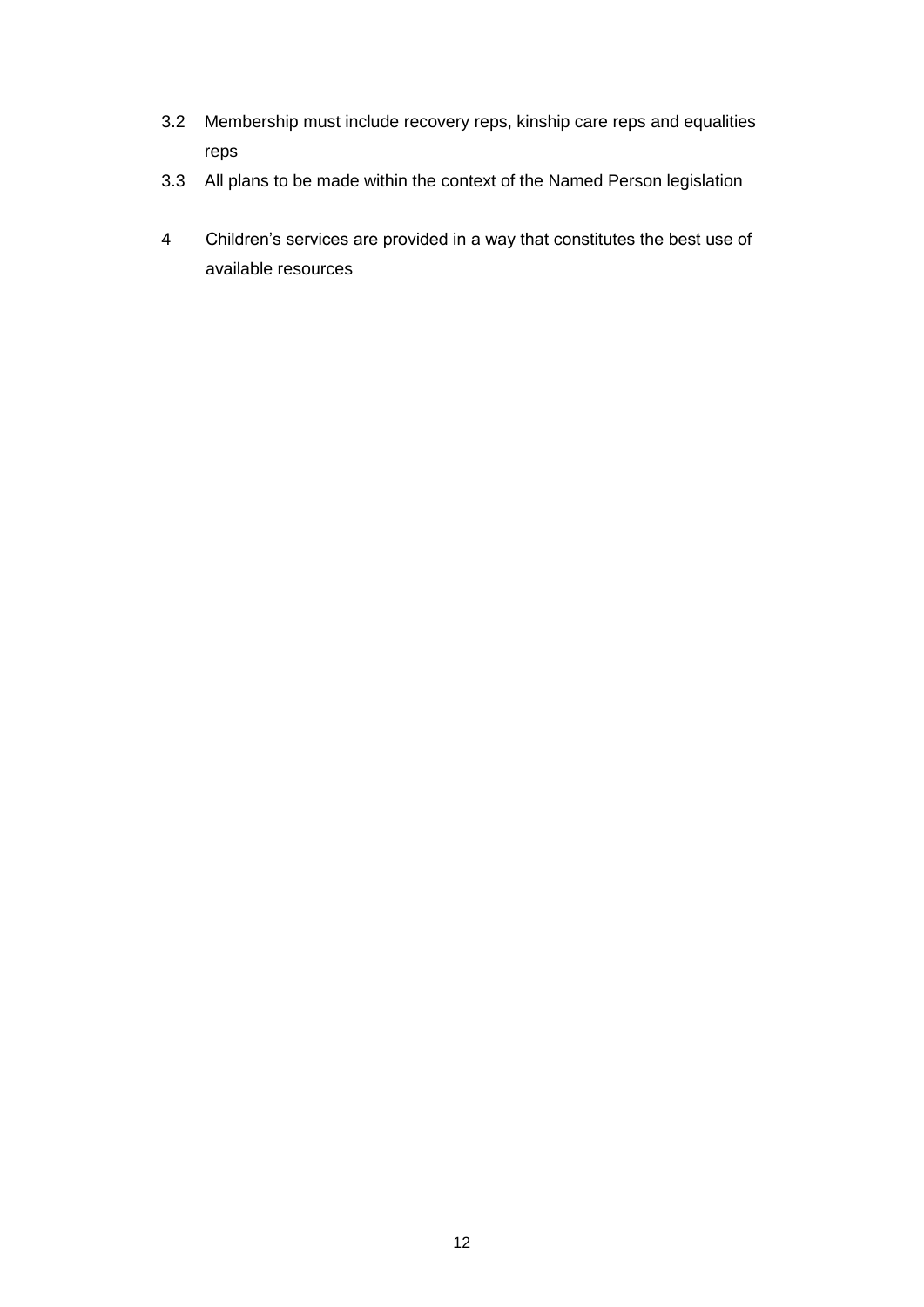3.2 Membership must include recovery reps, kinship care reps and equalities reps

3.3 All plans to be made within the context of the Named Person legislation

4 Children's services are provided in a way that constitutes the best use of available resources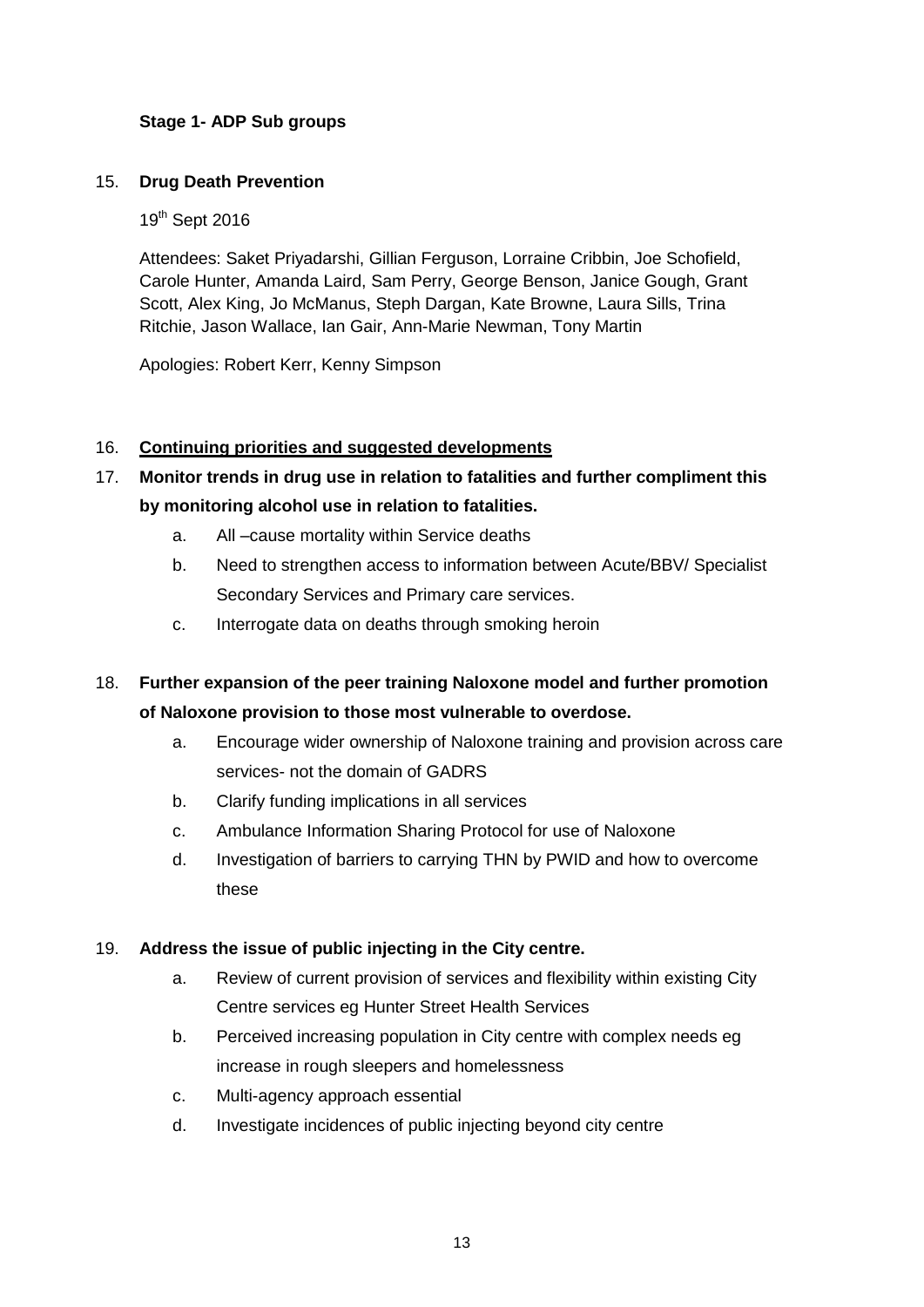**Stage 1- ADP Sub groups**

15. **Drug Death Prevention**

    19th Sept 2016

    Attendees: Saket Priyadarshi, Gillian Ferguson, Lorraine Cribbin, Joe Schofield, Carole Hunter, Amanda Laird, Sam Perry, George Benson, Janice Gough, Grant Scott, Alex King, Jo McManus, Steph Dargan, Kate Browne, Laura Sills, Trina Ritchie, Jason Wallace, Ian Gair, Ann-Marie Newman, Tony Martin

    Apologies: Robert Kerr, Kenny Simpson

16. **<u>Continuing priorities and suggested developments</u>**

17. **Monitor trends in drug use in relation to fatalities and further compliment this by monitoring alcohol use in relation to fatalities.**
    a. All –cause mortality within Service deaths
    b. Need to strengthen access to information between Acute/BBV/ Specialist Secondary Services and Primary care services.
    c. Interrogate data on deaths through smoking heroin

18. **Further expansion of the peer training Naloxone model and further promotion of Naloxone provision to those most vulnerable to overdose.**
    a. Encourage wider ownership of Naloxone training and provision across care services- not the domain of GADRS
    b. Clarify funding implications in all services
    c. Ambulance Information Sharing Protocol for use of Naloxone
    d. Investigation of barriers to carrying THN by PWID and how to overcome these

19. **Address the issue of public injecting in the City centre.**
    a. Review of current provision of services and flexibility within existing City Centre services eg Hunter Street Health Services
    b. Perceived increasing population in City centre with complex needs eg increase in rough sleepers and homelessness
    c. Multi-agency approach essential
    d. Investigate incidences of public injecting beyond city centre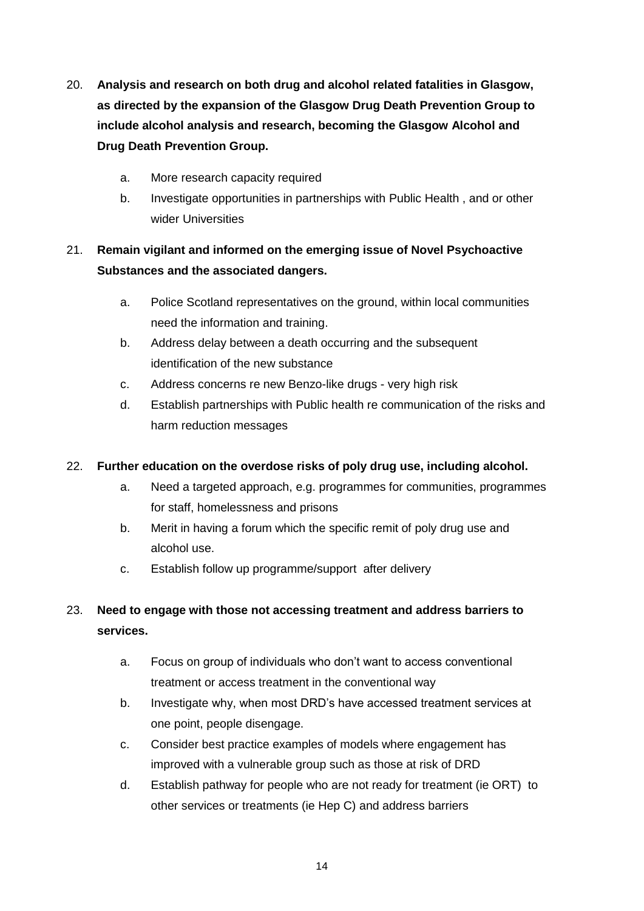20. **Analysis and research on both drug and alcohol related fatalities in Glasgow, as directed by the expansion of the Glasgow Drug Death Prevention Group to include alcohol analysis and research, becoming the Glasgow Alcohol and Drug Death Prevention Group.**

    a. More research capacity required

    b. Investigate opportunities in partnerships with Public Health , and or other wider Universities

21. **Remain vigilant and informed on the emerging issue of Novel Psychoactive Substances and the associated dangers.**

    a. Police Scotland representatives on the ground, within local communities need the information and training.

    b. Address delay between a death occurring and the subsequent identification of the new substance

    c. Address concerns re new Benzo-like drugs - very high risk

    d. Establish partnerships with Public health re communication of the risks and harm reduction messages

22. **Further education on the overdose risks of poly drug use, including alcohol.**

    a. Need a targeted approach, e.g. programmes for communities, programmes for staff, homelessness and prisons

    b. Merit in having a forum which the specific remit of poly drug use and alcohol use.

    c. Establish follow up programme/support after delivery

23. **Need to engage with those not accessing treatment and address barriers to services.**

    a. Focus on group of individuals who don't want to access conventional treatment or access treatment in the conventional way

    b. Investigate why, when most DRD's have accessed treatment services at one point, people disengage.

    c. Consider best practice examples of models where engagement has improved with a vulnerable group such as those at risk of DRD

    d. Establish pathway for people who are not ready for treatment (ie ORT) to other services or treatments (ie Hep C) and address barriers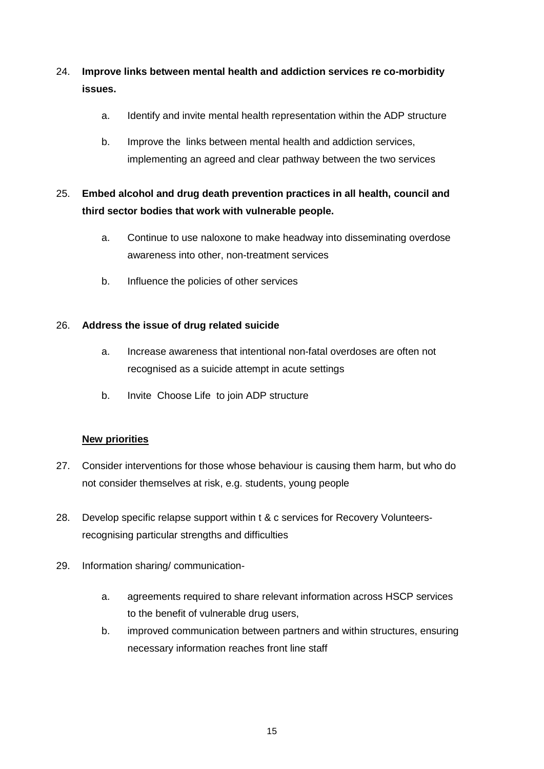24. **Improve links between mental health and addiction services re co-morbidity issues.**

    a. Identify and invite mental health representation within the ADP structure

    b. Improve the links between mental health and addiction services, implementing an agreed and clear pathway between the two services

25. **Embed alcohol and drug death prevention practices in all health, council and third sector bodies that work with vulnerable people.**

    a. Continue to use naloxone to make headway into disseminating overdose awareness into other, non-treatment services

    b. Influence the policies of other services

26. **Address the issue of drug related suicide**

    a. Increase awareness that intentional non-fatal overdoses are often not recognised as a suicide attempt in acute settings

    b. Invite Choose Life to join ADP structure

**New priorities**

27. Consider interventions for those whose behaviour is causing them harm, but who do not consider themselves at risk, e.g. students, young people

28. Develop specific relapse support within t & c services for Recovery Volunteers- recognising particular strengths and difficulties

29. Information sharing/ communication-

    a. agreements required to share relevant information across HSCP services to the benefit of vulnerable drug users,

    b. improved communication between partners and within structures, ensuring necessary information reaches front line staff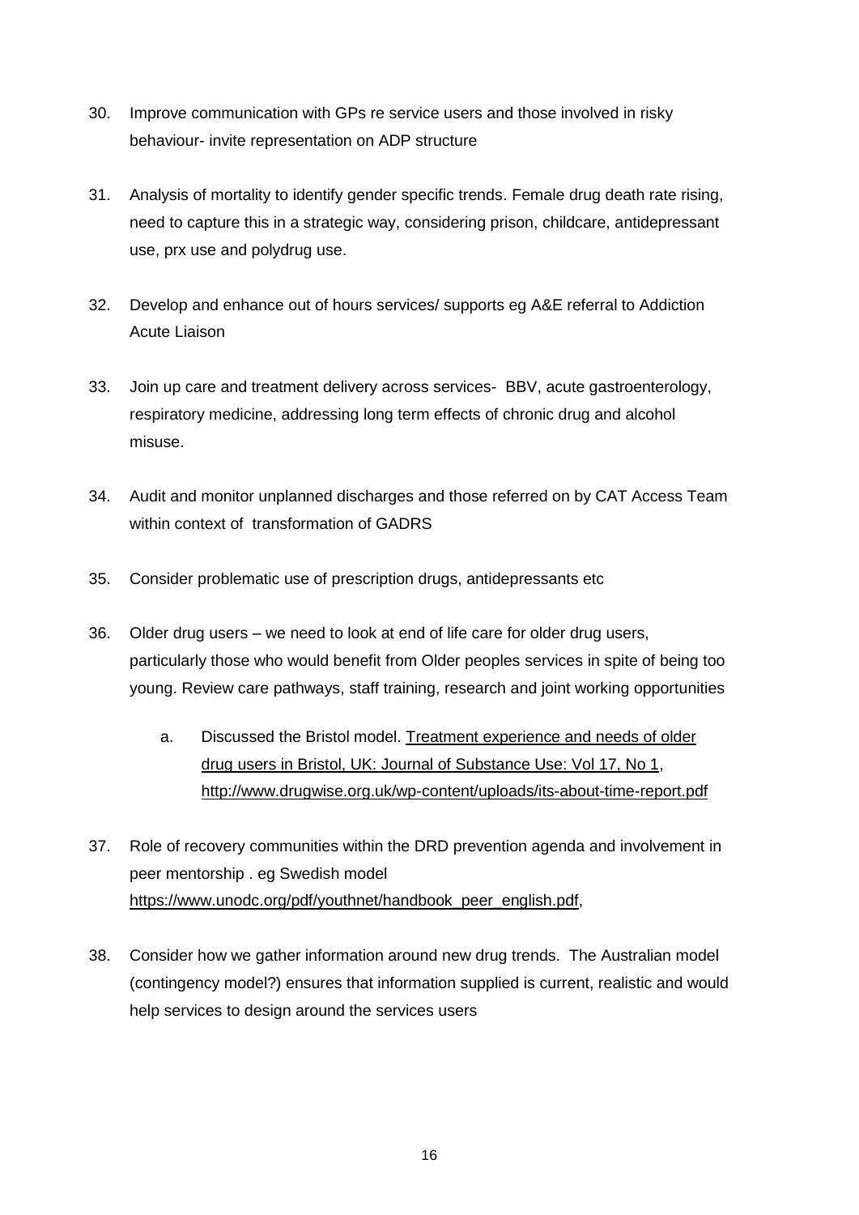30. Improve communication with GPs re service users and those involved in risky behaviour- invite representation on ADP structure

31. Analysis of mortality to identify gender specific trends. Female drug death rate rising, need to capture this in a strategic way, considering prison, childcare, antidepressant use, prx use and polydrug use.

32. Develop and enhance out of hours services/ supports eg A&E referral to Addiction Acute Liaison

33. Join up care and treatment delivery across services- BBV, acute gastroenterology, respiratory medicine, addressing long term effects of chronic drug and alcohol misuse.

34. Audit and monitor unplanned discharges and those referred on by CAT Access Team within context of transformation of GADRS

35. Consider problematic use of prescription drugs, antidepressants etc

36. Older drug users – we need to look at end of life care for older drug users, particularly those who would benefit from Older peoples services in spite of being too young. Review care pathways, staff training, research and joint working opportunities

    a. Discussed the Bristol model. Treatment experience and needs of older drug users in Bristol, UK: Journal of Substance Use: Vol 17, No 1, http://www.drugwise.org.uk/wp-content/uploads/its-about-time-report.pdf

37. Role of recovery communities within the DRD prevention agenda and involvement in peer mentorship . eg Swedish model https://www.unodc.org/pdf/youthnet/handbook_peer_english.pdf,

38. Consider how we gather information around new drug trends. The Australian model (contingency model?) ensures that information supplied is current, realistic and would help services to design around the services users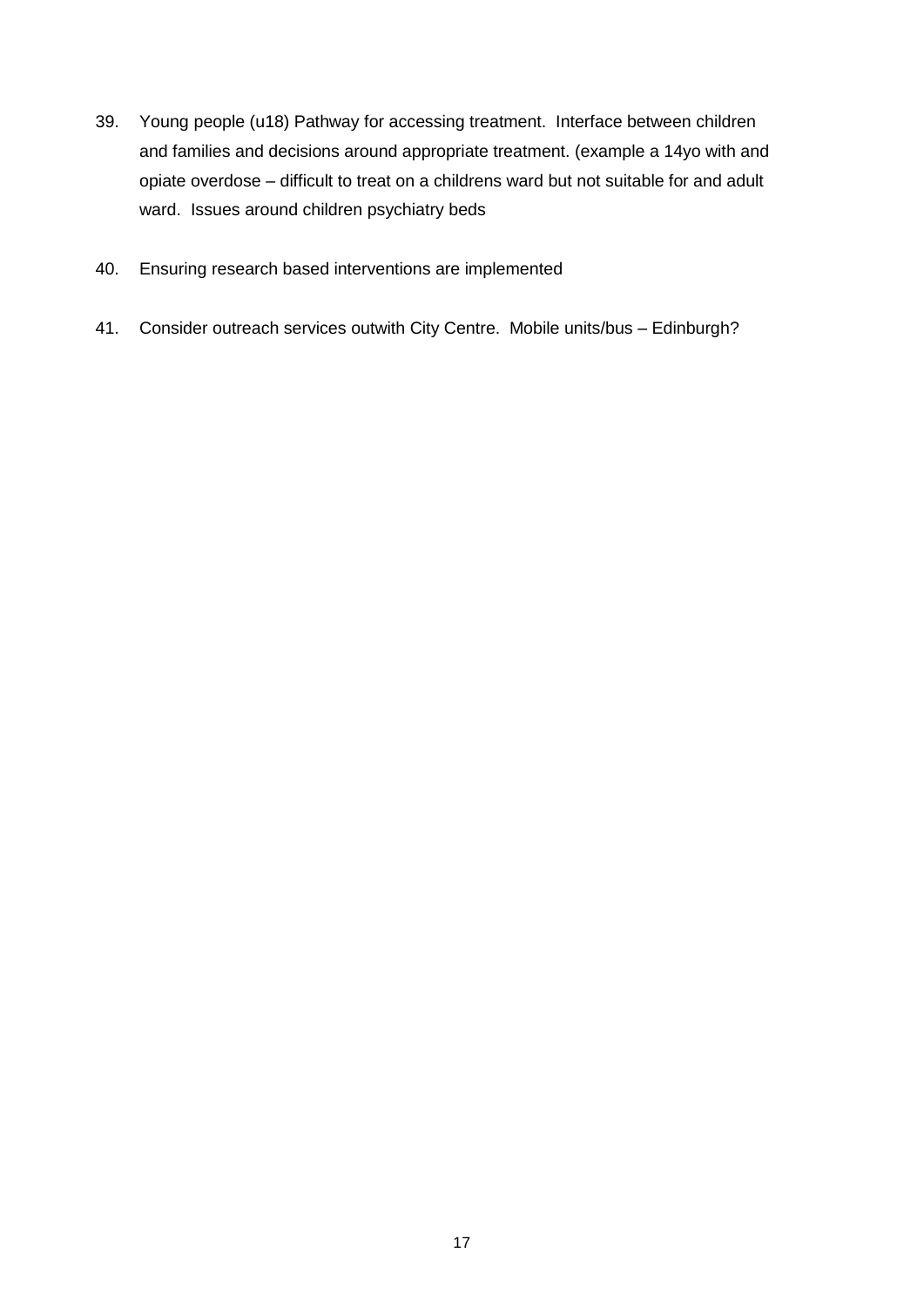39. Young people (u18) Pathway for accessing treatment.  Interface between children and families and decisions around appropriate treatment. (example a 14yo with and opiate overdose – difficult to treat on a childrens ward but not suitable for and adult ward.  Issues around children psychiatry beds

40. Ensuring research based interventions are implemented

41. Consider outreach services outwith City Centre.  Mobile units/bus – Edinburgh?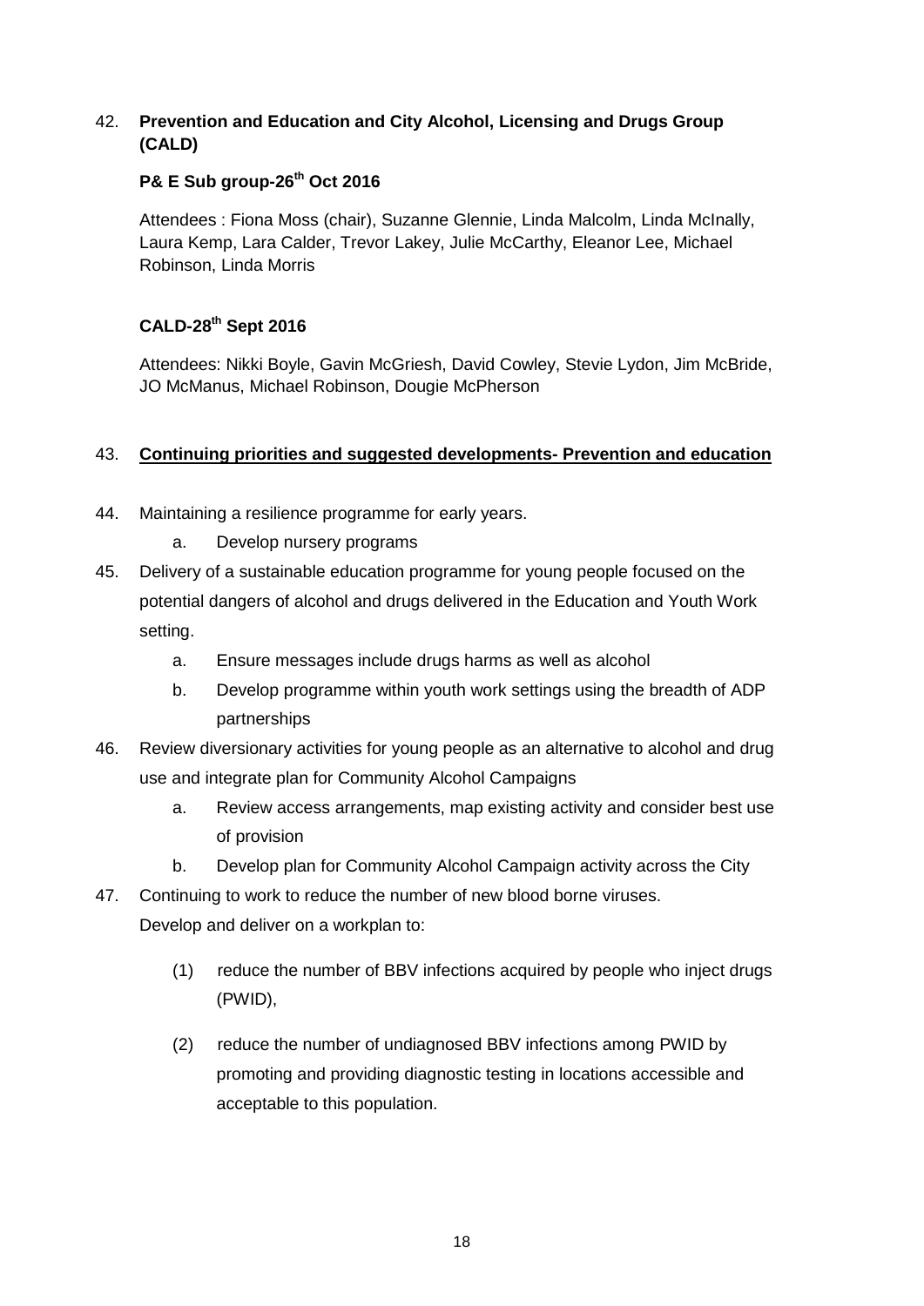42. **Prevention and Education and City Alcohol, Licensing and Drugs Group (CALD)**

**P& E Sub group-26th Oct 2016**

Attendees : Fiona Moss (chair), Suzanne Glennie, Linda Malcolm, Linda McInally, Laura Kemp, Lara Calder, Trevor Lakey, Julie McCarthy, Eleanor Lee, Michael Robinson, Linda Morris

**CALD-28th Sept 2016**

Attendees: Nikki Boyle, Gavin McGriesh, David Cowley, Stevie Lydon, Jim McBride, JO McManus, Michael Robinson, Dougie McPherson

43. **<u>Continuing priorities and suggested developments- Prevention and education</u>**

44. Maintaining a resilience programme for early years.
    a. Develop nursery programs
45. Delivery of a sustainable education programme for young people focused on the potential dangers of alcohol and drugs delivered in the Education and Youth Work setting.
    a. Ensure messages include drugs harms as well as alcohol
    b. Develop programme within youth work settings using the breadth of ADP partnerships
46. Review diversionary activities for young people as an alternative to alcohol and drug use and integrate plan for Community Alcohol Campaigns
    a. Review access arrangements, map existing activity and consider best use of provision
    b. Develop plan for Community Alcohol Campaign activity across the City
47. Continuing to work to reduce the number of new blood borne viruses.
    Develop and deliver on a workplan to:

    (1) reduce the number of BBV infections acquired by people who inject drugs (PWID),

    (2) reduce the number of undiagnosed BBV infections among PWID by promoting and providing diagnostic testing in locations accessible and acceptable to this population.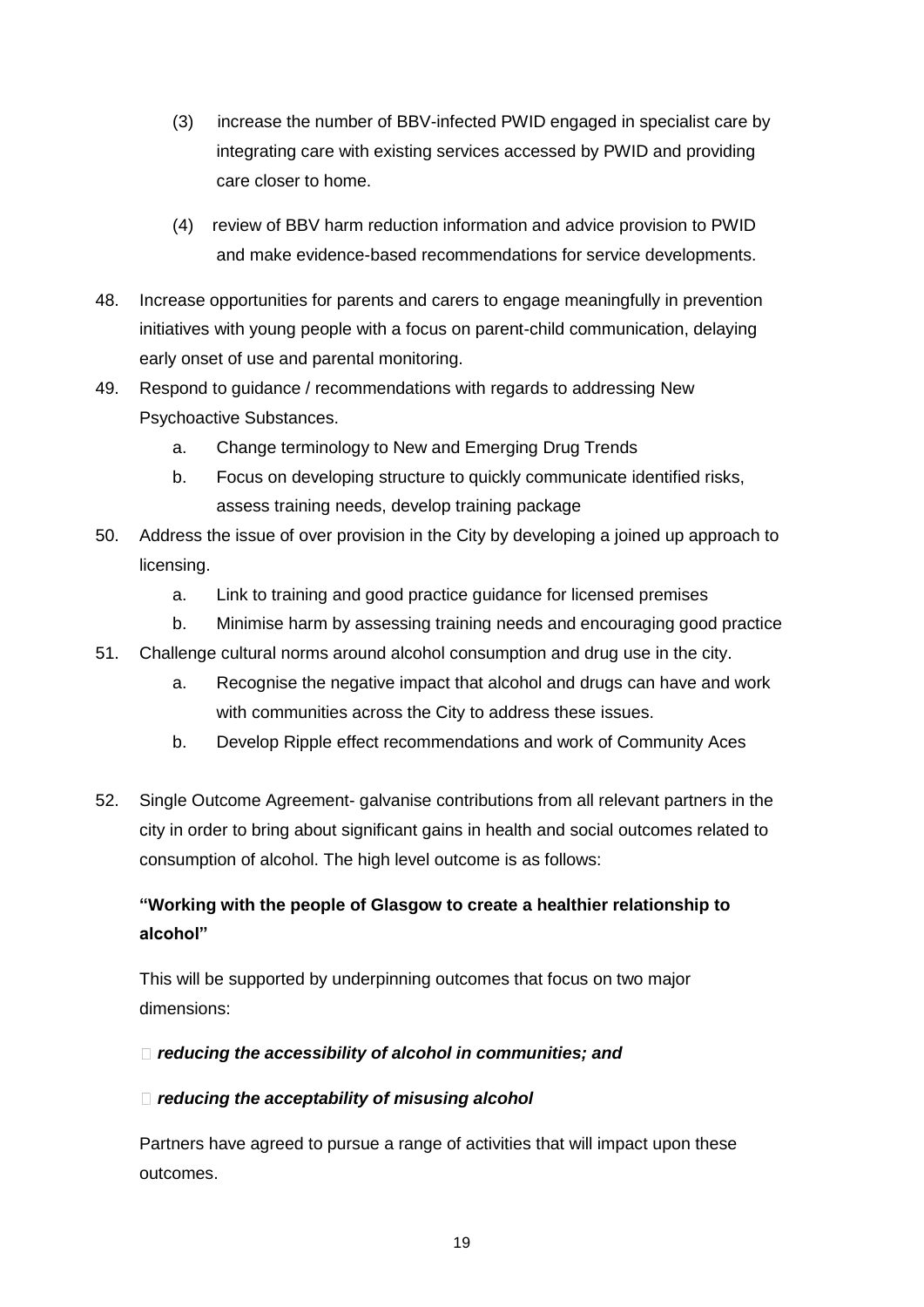(3) increase the number of BBV-infected PWID engaged in specialist care by integrating care with existing services accessed by PWID and providing care closer to home.

(4) review of BBV harm reduction information and advice provision to PWID and make evidence-based recommendations for service developments.

48. Increase opportunities for parents and carers to engage meaningfully in prevention initiatives with young people with a focus on parent-child communication, delaying early onset of use and parental monitoring.

49. Respond to guidance / recommendations with regards to addressing New Psychoactive Substances.
    a. Change terminology to New and Emerging Drug Trends
    b. Focus on developing structure to quickly communicate identified risks, assess training needs, develop training package

50. Address the issue of over provision in the City by developing a joined up approach to licensing.
    a. Link to training and good practice guidance for licensed premises
    b. Minimise harm by assessing training needs and encouraging good practice

51. Challenge cultural norms around alcohol consumption and drug use in the city.
    a. Recognise the negative impact that alcohol and drugs can have and work with communities across the City to address these issues.
    b. Develop Ripple effect recommendations and work of Community Aces

52. Single Outcome Agreement- galvanise contributions from all relevant partners in the city in order to bring about significant gains in health and social outcomes related to consumption of alcohol. The high level outcome is as follows:

    **"Working with the people of Glasgow to create a healthier relationship to alcohol"**

    This will be supported by underpinning outcomes that focus on two major dimensions:

    - ***reducing the accessibility of alcohol in communities; and***
    - ***reducing the acceptability of misusing alcohol***

    Partners have agreed to pursue a range of activities that will impact upon these outcomes.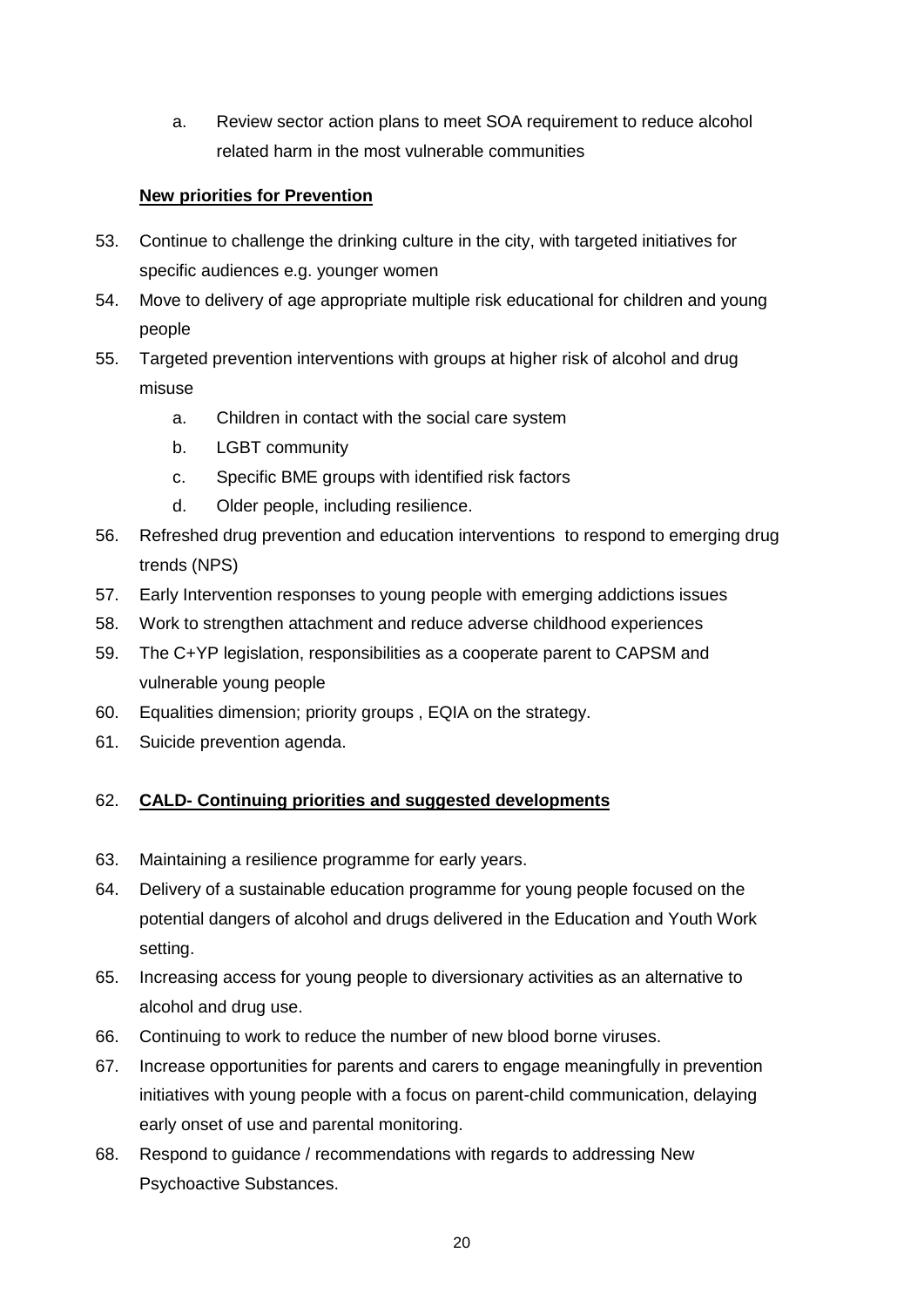a. Review sector action plans to meet SOA requirement to reduce alcohol related harm in the most vulnerable communities

**New priorities for Prevention**

53. Continue to challenge the drinking culture in the city, with targeted initiatives for specific audiences e.g. younger women
54. Move to delivery of age appropriate multiple risk educational for children and young people
55. Targeted prevention interventions with groups at higher risk of alcohol and drug misuse
    a. Children in contact with the social care system
    b. LGBT community
    c. Specific BME groups with identified risk factors
    d. Older people, including resilience.
56. Refreshed drug prevention and education interventions to respond to emerging drug trends (NPS)
57. Early Intervention responses to young people with emerging addictions issues
58. Work to strengthen attachment and reduce adverse childhood experiences
59. The C+YP legislation, responsibilities as a cooperate parent to CAPSM and vulnerable young people
60. Equalities dimension; priority groups , EQIA on the strategy.
61. Suicide prevention agenda.

62. **CALD- Continuing priorities and suggested developments**

63. Maintaining a resilience programme for early years.
64. Delivery of a sustainable education programme for young people focused on the potential dangers of alcohol and drugs delivered in the Education and Youth Work setting.
65. Increasing access for young people to diversionary activities as an alternative to alcohol and drug use.
66. Continuing to work to reduce the number of new blood borne viruses.
67. Increase opportunities for parents and carers to engage meaningfully in prevention initiatives with young people with a focus on parent-child communication, delaying early onset of use and parental monitoring.
68. Respond to guidance / recommendations with regards to addressing New Psychoactive Substances.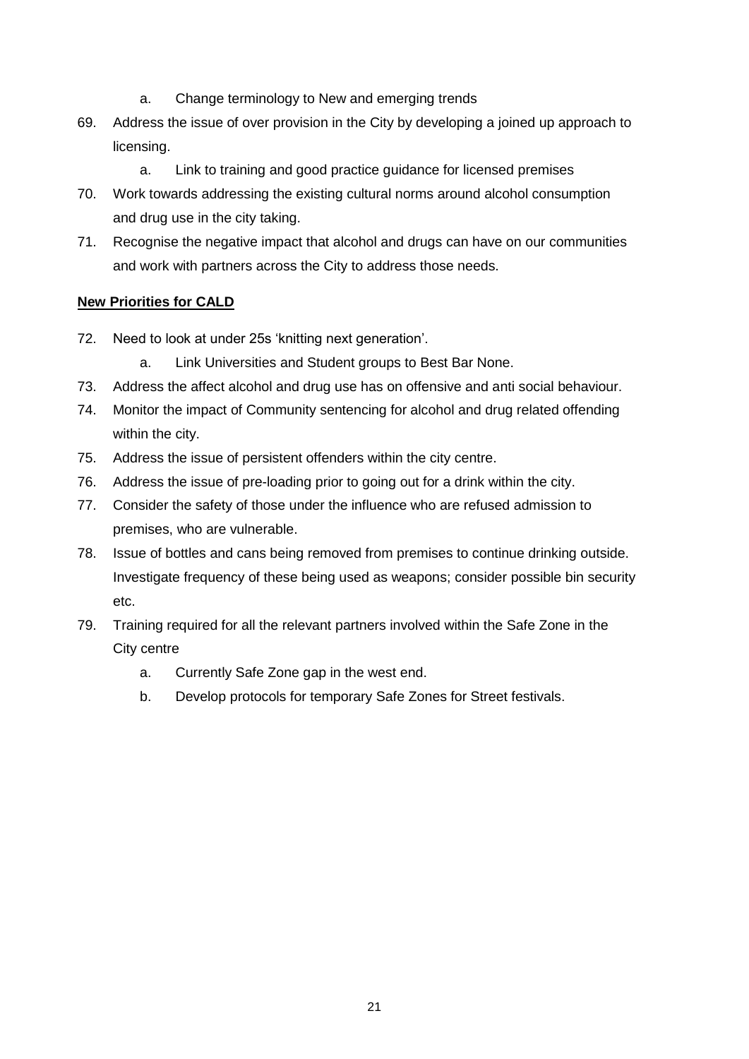a. Change terminology to New and emerging trends

69. Address the issue of over provision in the City by developing a joined up approach to licensing.
    a. Link to training and good practice guidance for licensed premises
70. Work towards addressing the existing cultural norms around alcohol consumption and drug use in the city taking.
71. Recognise the negative impact that alcohol and drugs can have on our communities and work with partners across the City to address those needs.

**New Priorities for CALD**

72. Need to look at under 25s 'knitting next generation'.
    a. Link Universities and Student groups to Best Bar None.
73. Address the affect alcohol and drug use has on offensive and anti social behaviour.
74. Monitor the impact of Community sentencing for alcohol and drug related offending within the city.
75. Address the issue of persistent offenders within the city centre.
76. Address the issue of pre-loading prior to going out for a drink within the city.
77. Consider the safety of those under the influence who are refused admission to premises, who are vulnerable.
78. Issue of bottles and cans being removed from premises to continue drinking outside. Investigate frequency of these being used as weapons; consider possible bin security etc.
79. Training required for all the relevant partners involved within the Safe Zone in the City centre
    a. Currently Safe Zone gap in the west end.
    b. Develop protocols for temporary Safe Zones for Street festivals.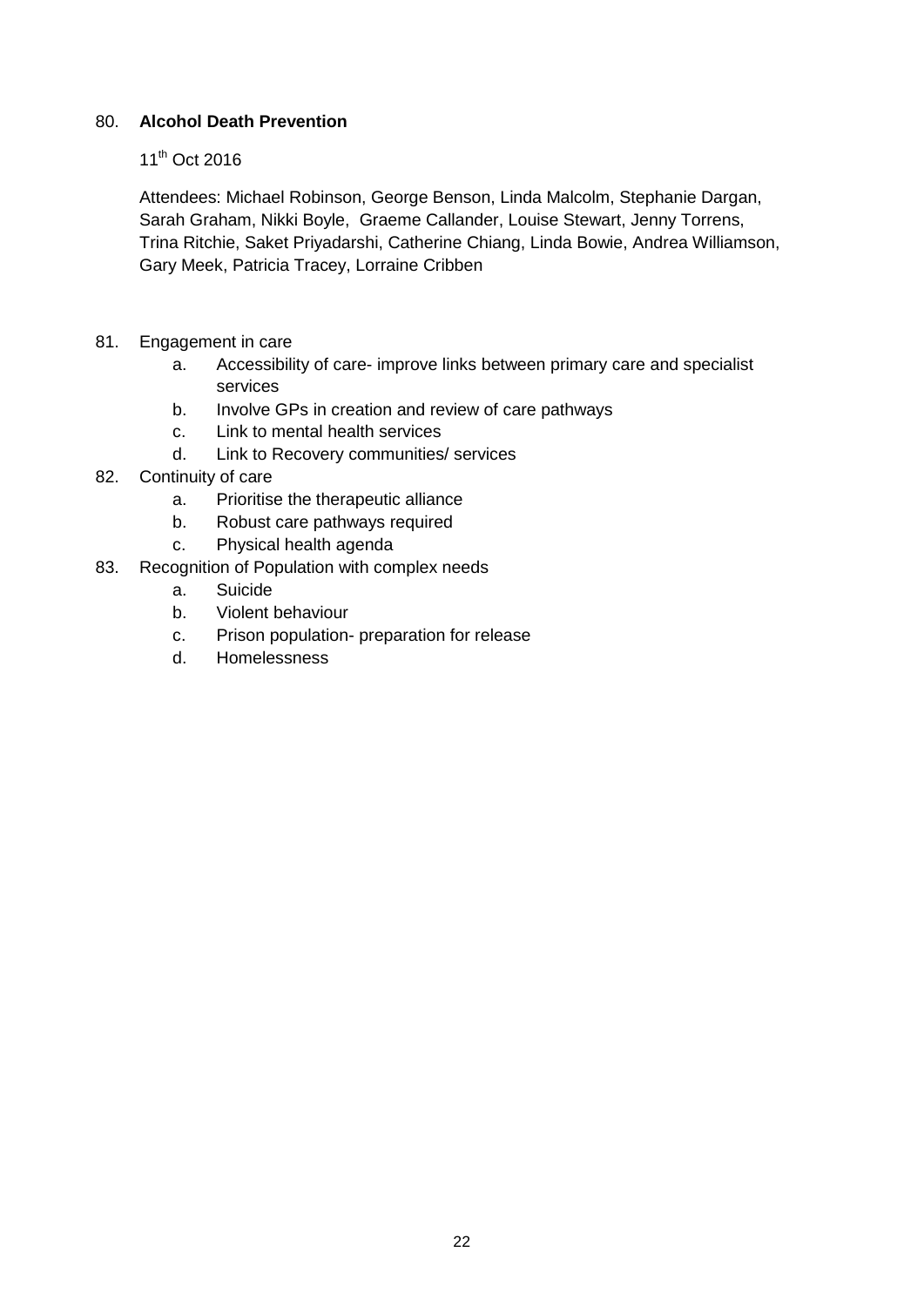80. **Alcohol Death Prevention**

    11th Oct 2016

    Attendees: Michael Robinson, George Benson, Linda Malcolm, Stephanie Dargan, Sarah Graham, Nikki Boyle, Graeme Callander, Louise Stewart, Jenny Torrens, Trina Ritchie, Saket Priyadarshi, Catherine Chiang, Linda Bowie, Andrea Williamson, Gary Meek, Patricia Tracey, Lorraine Cribben

81. Engagement in care
    a. Accessibility of care- improve links between primary care and specialist services
    b. Involve GPs in creation and review of care pathways
    c. Link to mental health services
    d. Link to Recovery communities/ services
82. Continuity of care
    a. Prioritise the therapeutic alliance
    b. Robust care pathways required
    c. Physical health agenda
83. Recognition of Population with complex needs
    a. Suicide
    b. Violent behaviour
    c. Prison population- preparation for release
    d. Homelessness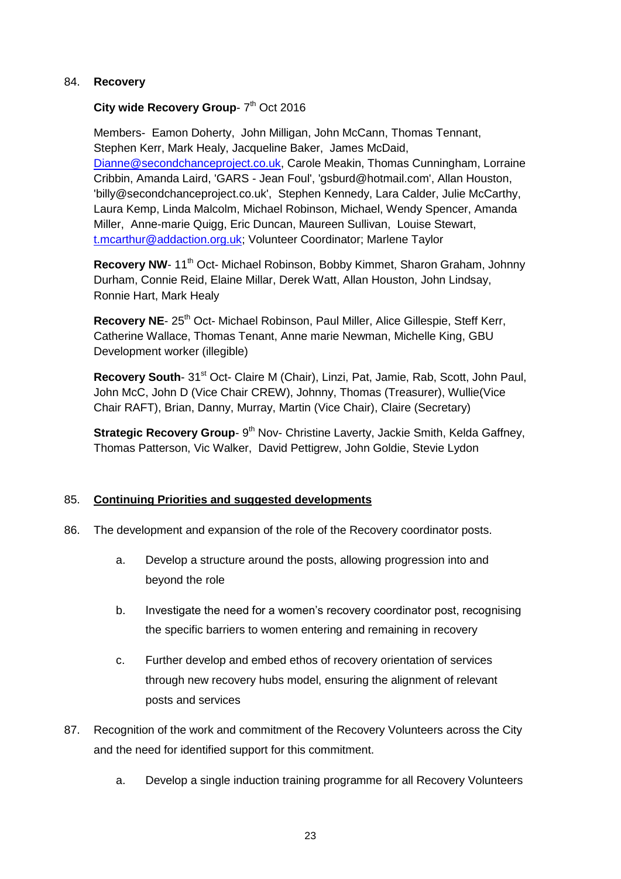84. **Recovery**

**City wide Recovery Group**- 7th Oct 2016

Members- Eamon Doherty, John Milligan, John McCann, Thomas Tennant, Stephen Kerr, Mark Healy, Jacqueline Baker, James McDaid, Dianne@secondchanceproject.co.uk, Carole Meakin, Thomas Cunningham, Lorraine Cribbin, Amanda Laird, 'GARS - Jean Foul', 'gsburd@hotmail.com', Allan Houston, 'billy@secondchanceproject.co.uk', Stephen Kennedy, Lara Calder, Julie McCarthy, Laura Kemp, Linda Malcolm, Michael Robinson, Michael, Wendy Spencer, Amanda Miller, Anne-marie Quigg, Eric Duncan, Maureen Sullivan, Louise Stewart, t.mcarthur@addaction.org.uk; Volunteer Coordinator; Marlene Taylor

**Recovery NW**- 11th Oct- Michael Robinson, Bobby Kimmet, Sharon Graham, Johnny Durham, Connie Reid, Elaine Millar, Derek Watt, Allan Houston, John Lindsay, Ronnie Hart, Mark Healy

**Recovery NE**- 25th Oct- Michael Robinson, Paul Miller, Alice Gillespie, Steff Kerr, Catherine Wallace, Thomas Tenant, Anne marie Newman, Michelle King, GBU Development worker (illegible)

**Recovery South**- 31st Oct- Claire M (Chair), Linzi, Pat, Jamie, Rab, Scott, John Paul, John McC, John D (Vice Chair CREW), Johnny, Thomas (Treasurer), Wullie(Vice Chair RAFT), Brian, Danny, Murray, Martin (Vice Chair), Claire (Secretary)

**Strategic Recovery Group**- 9th Nov- Christine Laverty, Jackie Smith, Kelda Gaffney, Thomas Patterson, Vic Walker, David Pettigrew, John Goldie, Stevie Lydon

85. **Continuing Priorities and suggested developments**

86. The development and expansion of the role of the Recovery coordinator posts.

    a. Develop a structure around the posts, allowing progression into and beyond the role

    b. Investigate the need for a women's recovery coordinator post, recognising the specific barriers to women entering and remaining in recovery

    c. Further develop and embed ethos of recovery orientation of services through new recovery hubs model, ensuring the alignment of relevant posts and services

87. Recognition of the work and commitment of the Recovery Volunteers across the City and the need for identified support for this commitment.

    a. Develop a single induction training programme for all Recovery Volunteers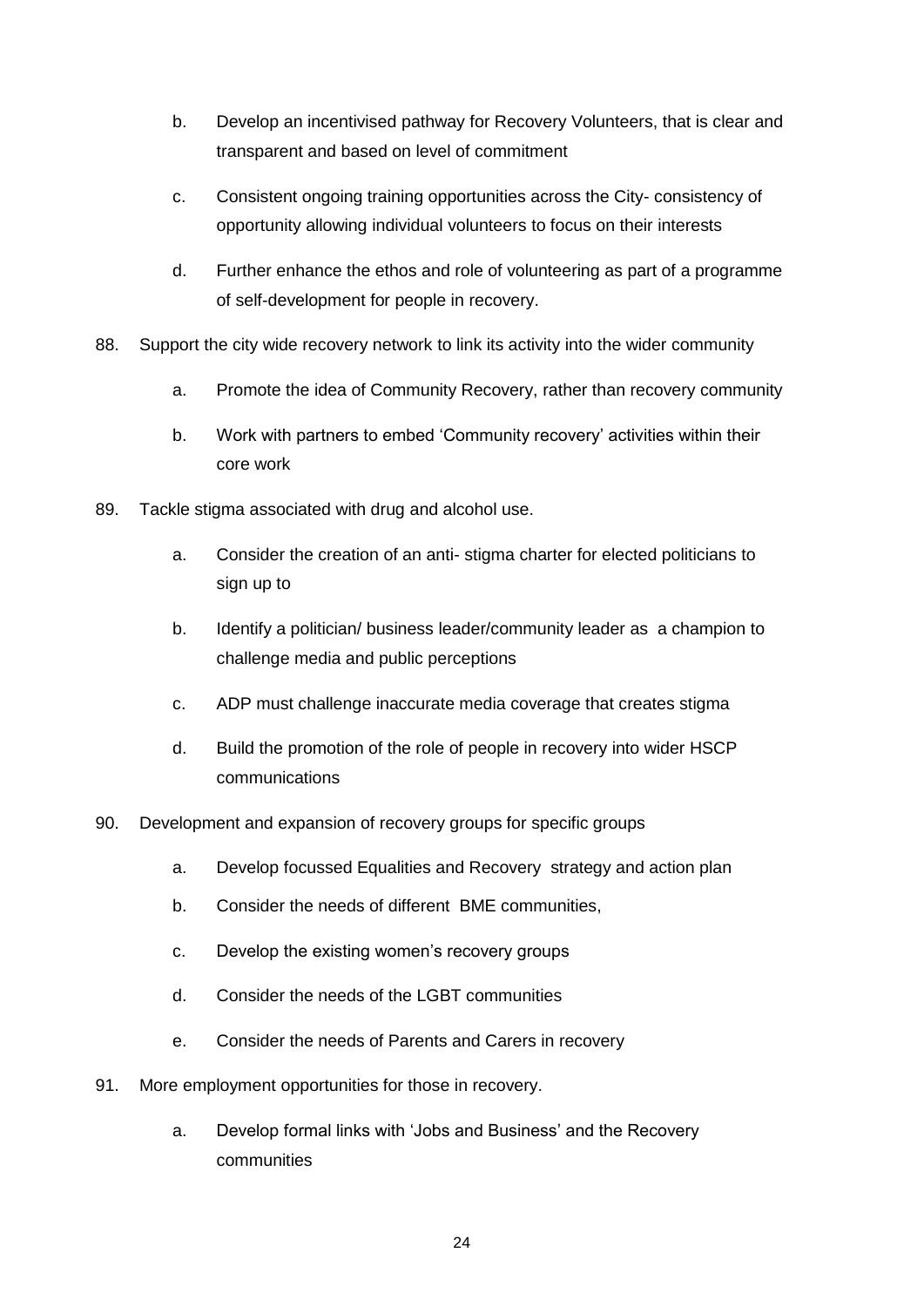b. Develop an incentivised pathway for Recovery Volunteers, that is clear and transparent and based on level of commitment

c. Consistent ongoing training opportunities across the City- consistency of opportunity allowing individual volunteers to focus on their interests

d. Further enhance the ethos and role of volunteering as part of a programme of self-development for people in recovery.

88. Support the city wide recovery network to link its activity into the wider community

    a. Promote the idea of Community Recovery, rather than recovery community

    b. Work with partners to embed 'Community recovery' activities within their core work

89. Tackle stigma associated with drug and alcohol use.

    a. Consider the creation of an anti- stigma charter for elected politicians to sign up to

    b. Identify a politician/ business leader/community leader as a champion to challenge media and public perceptions

    c. ADP must challenge inaccurate media coverage that creates stigma

    d. Build the promotion of the role of people in recovery into wider HSCP communications

90. Development and expansion of recovery groups for specific groups

    a. Develop focussed Equalities and Recovery strategy and action plan

    b. Consider the needs of different BME communities,

    c. Develop the existing women's recovery groups

    d. Consider the needs of the LGBT communities

    e. Consider the needs of Parents and Carers in recovery

91. More employment opportunities for those in recovery.

    a. Develop formal links with 'Jobs and Business' and the Recovery communities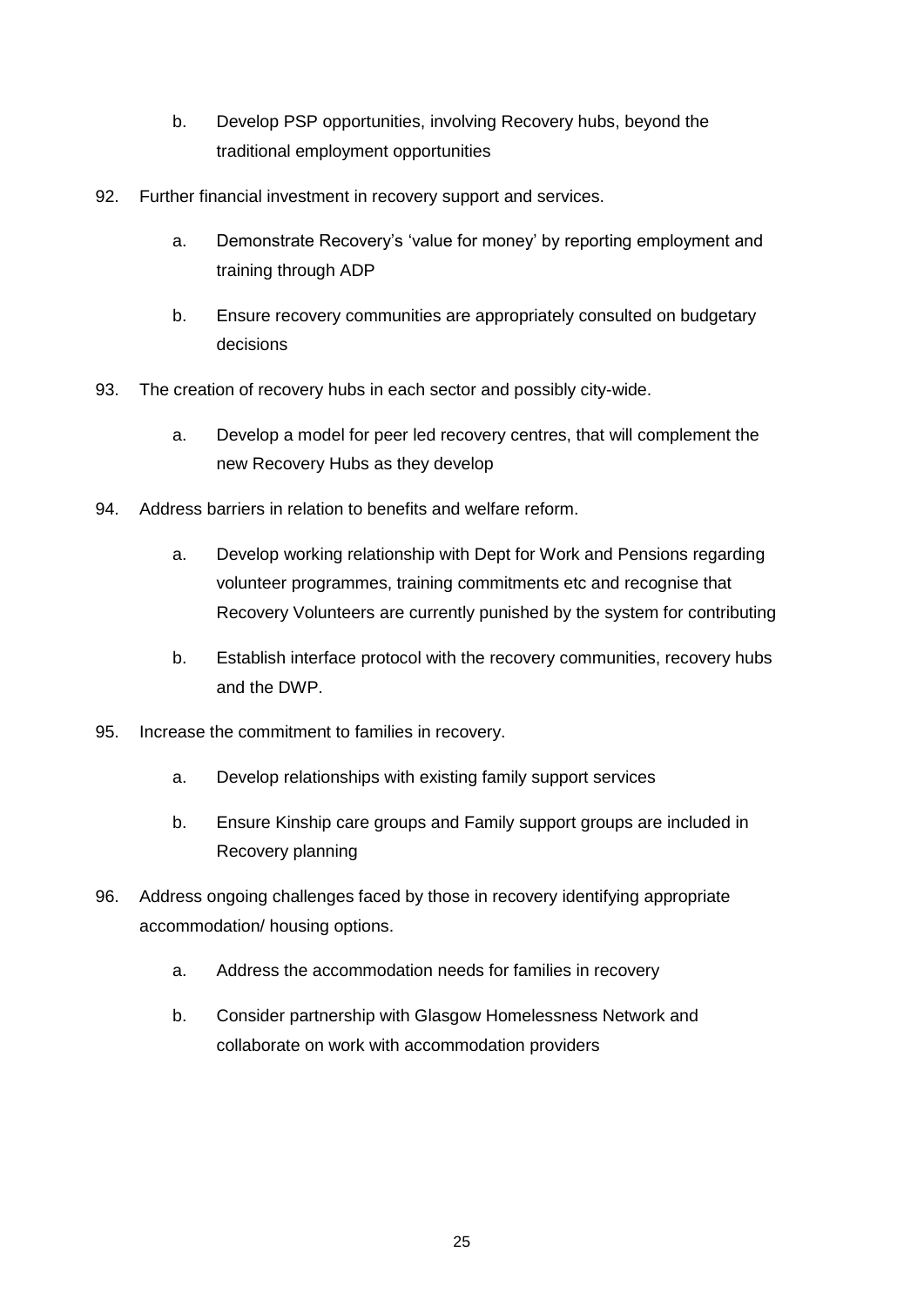b. Develop PSP opportunities, involving Recovery hubs, beyond the traditional employment opportunities

92. Further financial investment in recovery support and services.

    a. Demonstrate Recovery's 'value for money' by reporting employment and training through ADP

    b. Ensure recovery communities are appropriately consulted on budgetary decisions

93. The creation of recovery hubs in each sector and possibly city-wide.

    a. Develop a model for peer led recovery centres, that will complement the new Recovery Hubs as they develop

94. Address barriers in relation to benefits and welfare reform.

    a. Develop working relationship with Dept for Work and Pensions regarding volunteer programmes, training commitments etc and recognise that Recovery Volunteers are currently punished by the system for contributing

    b. Establish interface protocol with the recovery communities, recovery hubs and the DWP.

95. Increase the commitment to families in recovery.

    a. Develop relationships with existing family support services

    b. Ensure Kinship care groups and Family support groups are included in Recovery planning

96. Address ongoing challenges faced by those in recovery identifying appropriate accommodation/ housing options.

    a. Address the accommodation needs for families in recovery

    b. Consider partnership with Glasgow Homelessness Network and collaborate on work with accommodation providers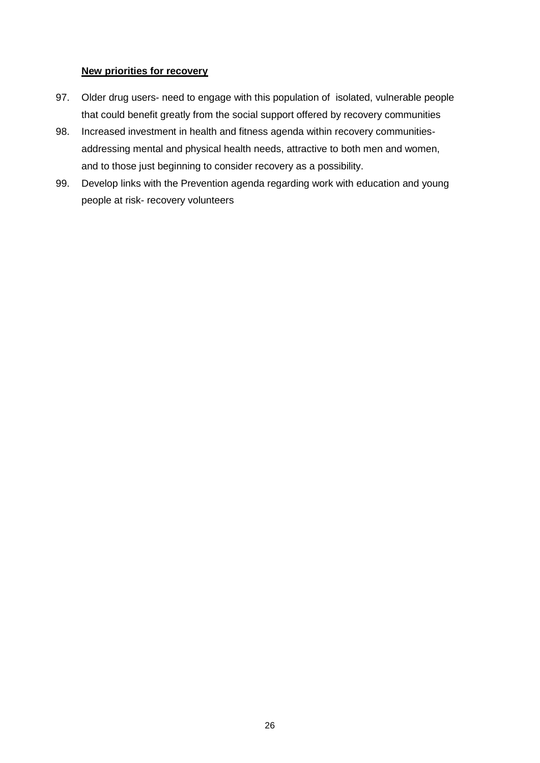**New priorities for recovery**

97. Older drug users- need to engage with this population of isolated, vulnerable people that could benefit greatly from the social support offered by recovery communities
98. Increased investment in health and fitness agenda within recovery communities- addressing mental and physical health needs, attractive to both men and women, and to those just beginning to consider recovery as a possibility.
99. Develop links with the Prevention agenda regarding work with education and young people at risk- recovery volunteers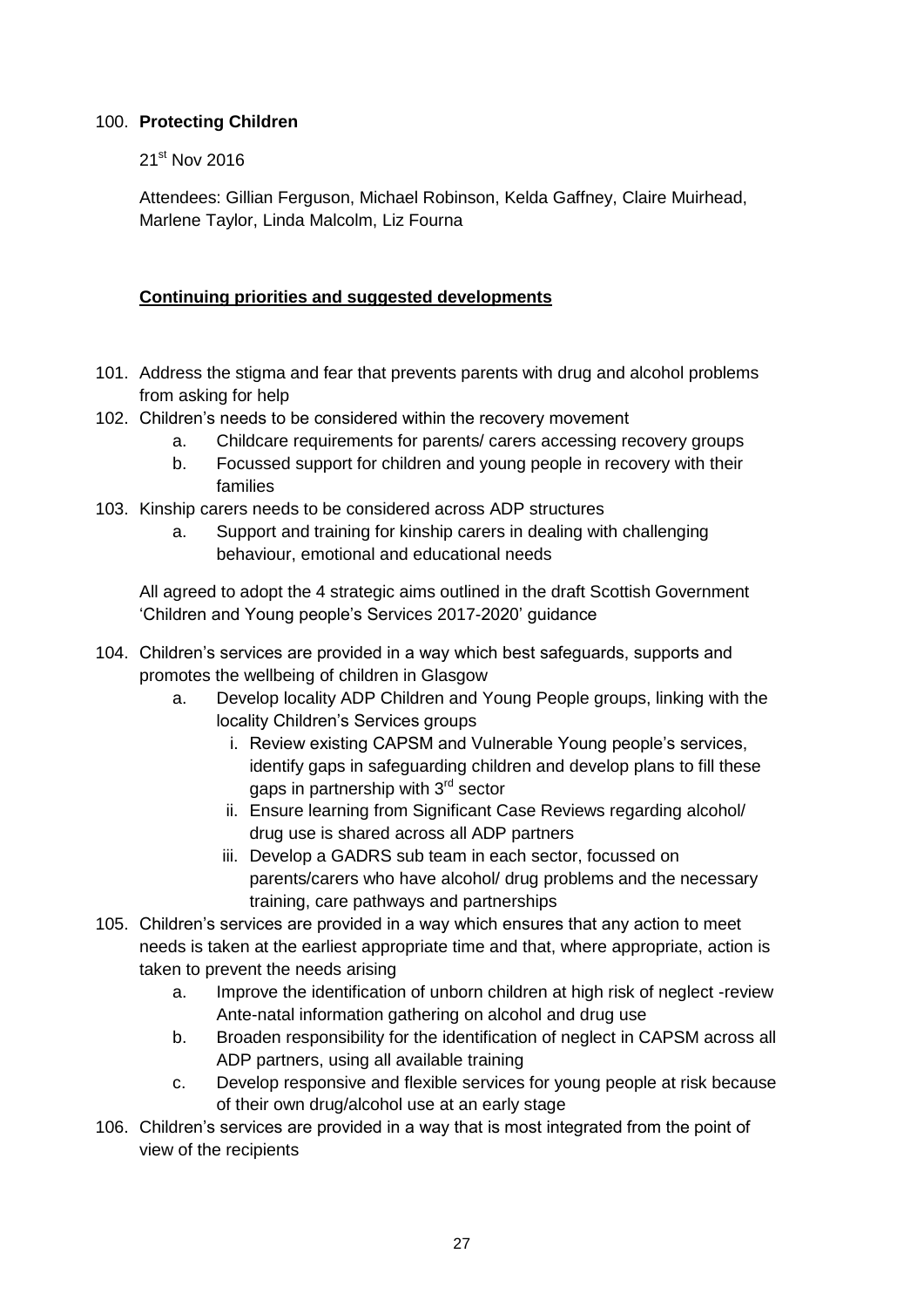100. **Protecting Children**

21st Nov 2016

Attendees: Gillian Ferguson, Michael Robinson, Kelda Gaffney, Claire Muirhead, Marlene Taylor, Linda Malcolm, Liz Fourna

**Continuing priorities and suggested developments**

101. Address the stigma and fear that prevents parents with drug and alcohol problems from asking for help
102. Children's needs to be considered within the recovery movement
    a. Childcare requirements for parents/ carers accessing recovery groups
    b. Focussed support for children and young people in recovery with their families
103. Kinship carers needs to be considered across ADP structures
    a. Support and training for kinship carers in dealing with challenging behaviour, emotional and educational needs

All agreed to adopt the 4 strategic aims outlined in the draft Scottish Government 'Children and Young people's Services 2017-2020' guidance

104. Children's services are provided in a way which best safeguards, supports and promotes the wellbeing of children in Glasgow
    a. Develop locality ADP Children and Young People groups, linking with the locality Children's Services groups
        i. Review existing CAPSM and Vulnerable Young people's services, identify gaps in safeguarding children and develop plans to fill these gaps in partnership with 3rd sector
        ii. Ensure learning from Significant Case Reviews regarding alcohol/ drug use is shared across all ADP partners
        iii. Develop a GADRS sub team in each sector, focussed on parents/carers who have alcohol/ drug problems and the necessary training, care pathways and partnerships
105. Children's services are provided in a way which ensures that any action to meet needs is taken at the earliest appropriate time and that, where appropriate, action is taken to prevent the needs arising
    a. Improve the identification of unborn children at high risk of neglect -review Ante-natal information gathering on alcohol and drug use
    b. Broaden responsibility for the identification of neglect in CAPSM across all ADP partners, using all available training
    c. Develop responsive and flexible services for young people at risk because of their own drug/alcohol use at an early stage
106. Children's services are provided in a way that is most integrated from the point of view of the recipients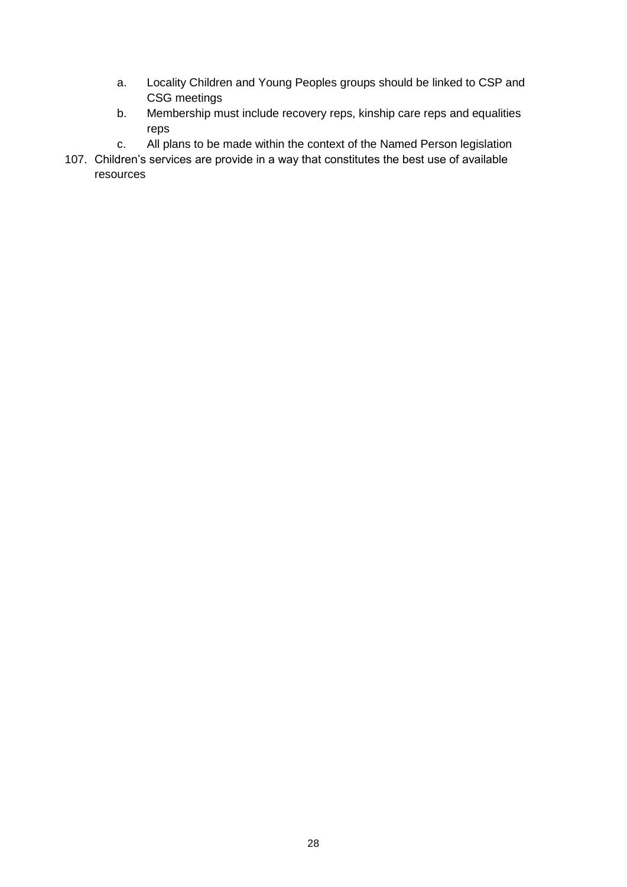a. Locality Children and Young Peoples groups should be linked to CSP and CSG meetings
   b. Membership must include recovery reps, kinship care reps and equalities reps
   c. All plans to be made within the context of the Named Person legislation

107. Children's services are provide in a way that constitutes the best use of available resources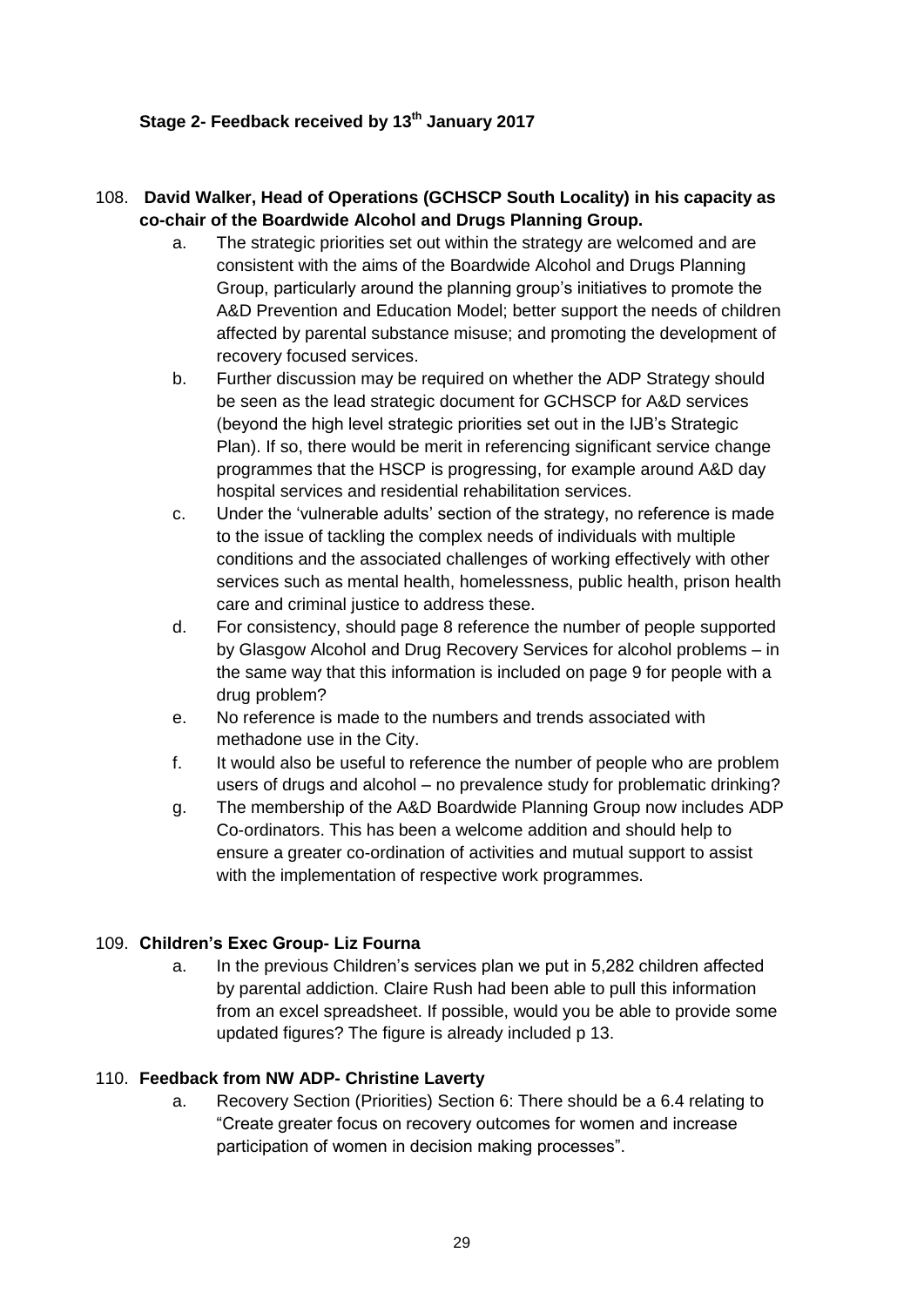**Stage 2- Feedback received by 13th January 2017**

108. **David Walker, Head of Operations (GCHSCP South Locality) in his capacity as co-chair of the Boardwide Alcohol and Drugs Planning Group.**
    a. The strategic priorities set out within the strategy are welcomed and are consistent with the aims of the Boardwide Alcohol and Drugs Planning Group, particularly around the planning group's initiatives to promote the A&D Prevention and Education Model; better support the needs of children affected by parental substance misuse; and promoting the development of recovery focused services.
    b. Further discussion may be required on whether the ADP Strategy should be seen as the lead strategic document for GCHSCP for A&D services (beyond the high level strategic priorities set out in the IJB's Strategic Plan). If so, there would be merit in referencing significant service change programmes that the HSCP is progressing, for example around A&D day hospital services and residential rehabilitation services.
    c. Under the 'vulnerable adults' section of the strategy, no reference is made to the issue of tackling the complex needs of individuals with multiple conditions and the associated challenges of working effectively with other services such as mental health, homelessness, public health, prison health care and criminal justice to address these.
    d. For consistency, should page 8 reference the number of people supported by Glasgow Alcohol and Drug Recovery Services for alcohol problems – in the same way that this information is included on page 9 for people with a drug problem?
    e. No reference is made to the numbers and trends associated with methadone use in the City.
    f. It would also be useful to reference the number of people who are problem users of drugs and alcohol – no prevalence study for problematic drinking?
    g. The membership of the A&D Boardwide Planning Group now includes ADP Co-ordinators. This has been a welcome addition and should help to ensure a greater co-ordination of activities and mutual support to assist with the implementation of respective work programmes.

109. **Children's Exec Group- Liz Fourna**
    a. In the previous Children's services plan we put in 5,282 children affected by parental addiction. Claire Rush had been able to pull this information from an excel spreadsheet. If possible, would you be able to provide some updated figures? The figure is already included p 13.

110. **Feedback from NW ADP- Christine Laverty**
    a. Recovery Section (Priorities) Section 6: There should be a 6.4 relating to "Create greater focus on recovery outcomes for women and increase participation of women in decision making processes".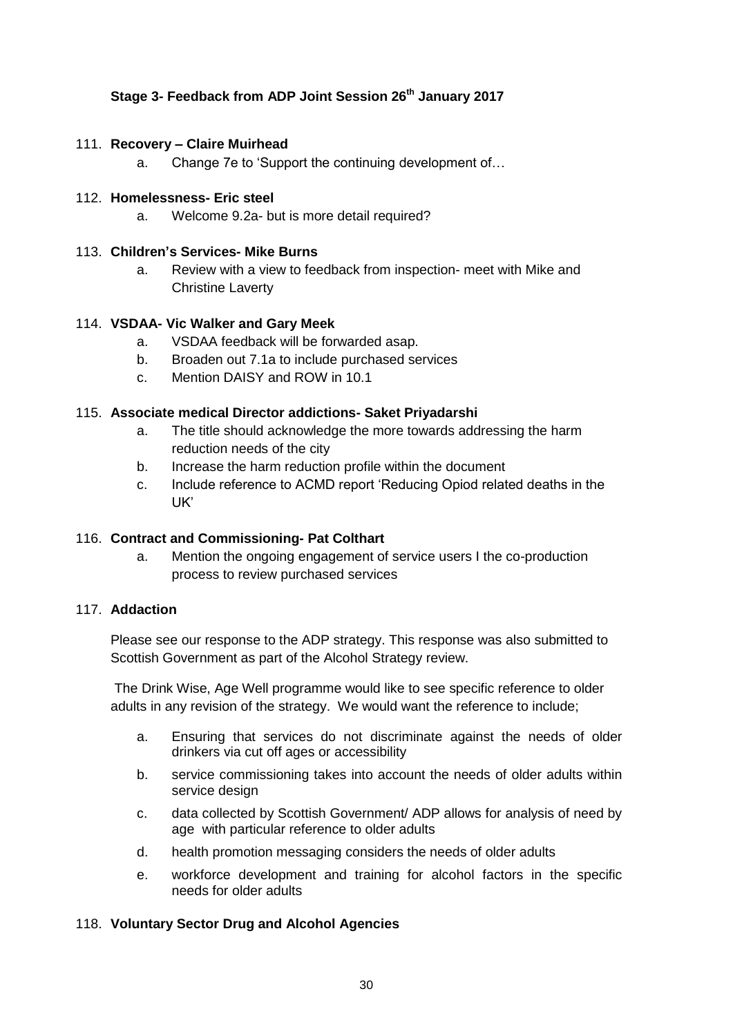### Stage 3- Feedback from ADP Joint Session 26th January 2017

111. **Recovery – Claire Muirhead**
    a. Change 7e to 'Support the continuing development of…

112. **Homelessness- Eric steel**
    a. Welcome 9.2a- but is more detail required?

113. **Children's Services- Mike Burns**
    a. Review with a view to feedback from inspection- meet with Mike and Christine Laverty

114. **VSDAA- Vic Walker and Gary Meek**
    a. VSDAA feedback will be forwarded asap.
    b. Broaden out 7.1a to include purchased services
    c. Mention DAISY and ROW in 10.1

115. **Associate medical Director addictions- Saket Priyadarshi**
    a. The title should acknowledge the more towards addressing the harm reduction needs of the city
    b. Increase the harm reduction profile within the document
    c. Include reference to ACMD report 'Reducing Opiod related deaths in the UK'

116. **Contract and Commissioning- Pat Colthart**
    a. Mention the ongoing engagement of service users I the co-production process to review purchased services

117. **Addaction**

    Please see our response to the ADP strategy. This response was also submitted to Scottish Government as part of the Alcohol Strategy review.

    The Drink Wise, Age Well programme would like to see specific reference to older adults in any revision of the strategy. We would want the reference to include;

    a. Ensuring that services do not discriminate against the needs of older drinkers via cut off ages or accessibility
    b. service commissioning takes into account the needs of older adults within service design
    c. data collected by Scottish Government/ ADP allows for analysis of need by age with particular reference to older adults
    d. health promotion messaging considers the needs of older adults
    e. workforce development and training for alcohol factors in the specific needs for older adults

118. **Voluntary Sector Drug and Alcohol Agencies**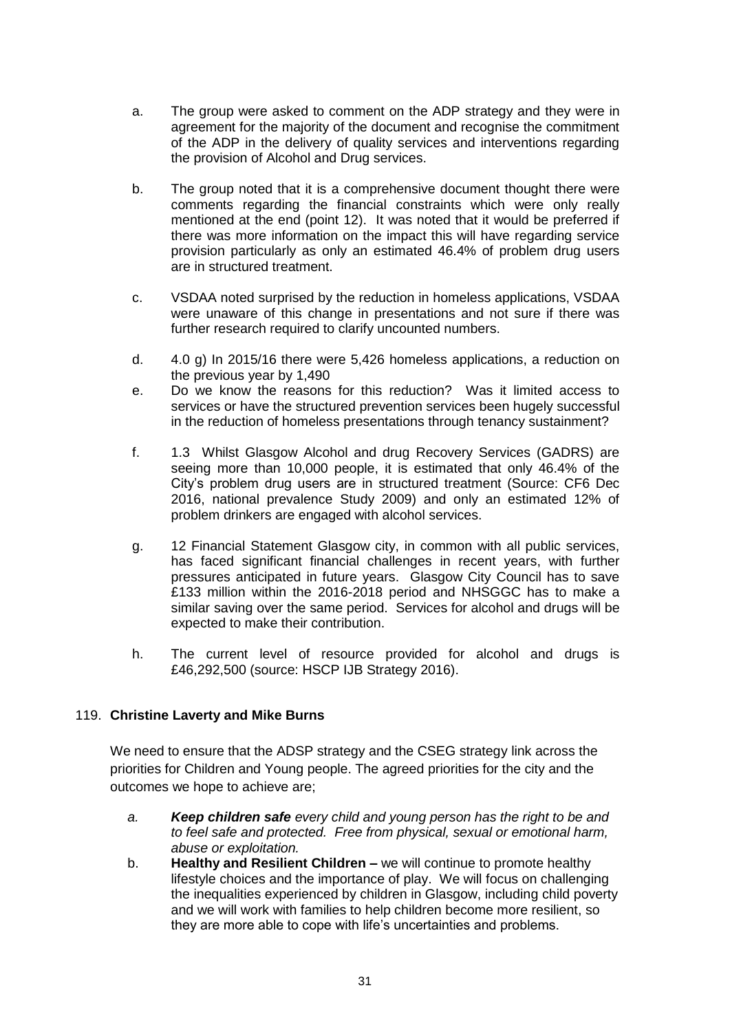a. The group were asked to comment on the ADP strategy and they were in agreement for the majority of the document and recognise the commitment of the ADP in the delivery of quality services and interventions regarding the provision of Alcohol and Drug services.

b. The group noted that it is a comprehensive document thought there were comments regarding the financial constraints which were only really mentioned at the end (point 12). It was noted that it would be preferred if there was more information on the impact this will have regarding service provision particularly as only an estimated 46.4% of problem drug users are in structured treatment.

c. VSDAA noted surprised by the reduction in homeless applications, VSDAA were unaware of this change in presentations and not sure if there was further research required to clarify uncounted numbers.

d. 4.0 g) In 2015/16 there were 5,426 homeless applications, a reduction on the previous year by 1,490

e. Do we know the reasons for this reduction? Was it limited access to services or have the structured prevention services been hugely successful in the reduction of homeless presentations through tenancy sustainment?

f. 1.3 Whilst Glasgow Alcohol and drug Recovery Services (GADRS) are seeing more than 10,000 people, it is estimated that only 46.4% of the City's problem drug users are in structured treatment (Source: CF6 Dec 2016, national prevalence Study 2009) and only an estimated 12% of problem drinkers are engaged with alcohol services.

g. 12 Financial Statement Glasgow city, in common with all public services, has faced significant financial challenges in recent years, with further pressures anticipated in future years. Glasgow City Council has to save £133 million within the 2016-2018 period and NHSGGC has to make a similar saving over the same period. Services for alcohol and drugs will be expected to make their contribution.

h. The current level of resource provided for alcohol and drugs is £46,292,500 (source: HSCP IJB Strategy 2016).

119. **Christine Laverty and Mike Burns**

We need to ensure that the ADSP strategy and the CSEG strategy link across the priorities for Children and Young people. The agreed priorities for the city and the outcomes we hope to achieve are;

a. ***Keep children safe*** *every child and young person has the right to be and to feel safe and protected. Free from physical, sexual or emotional harm, abuse or exploitation.*

b. **Healthy and Resilient Children –** we will continue to promote healthy lifestyle choices and the importance of play. We will focus on challenging the inequalities experienced by children in Glasgow, including child poverty and we will work with families to help children become more resilient, so they are more able to cope with life's uncertainties and problems.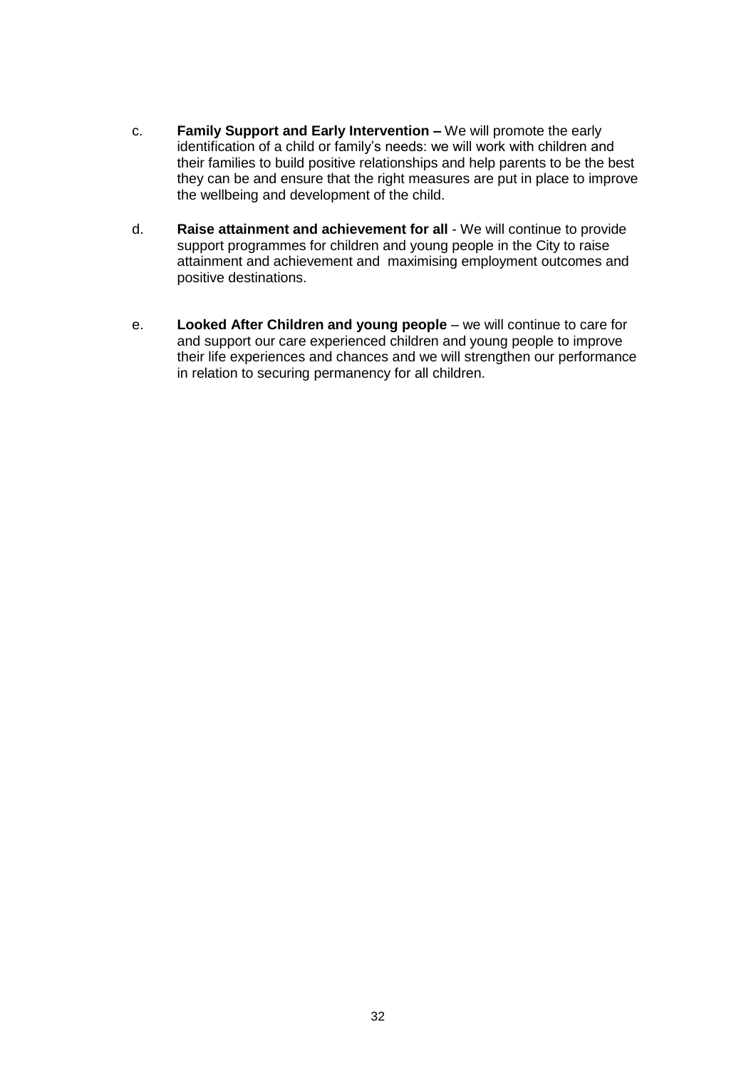c. **Family Support and Early Intervention –** We will promote the early identification of a child or family's needs: we will work with children and their families to build positive relationships and help parents to be the best they can be and ensure that the right measures are put in place to improve the wellbeing and development of the child.

d. **Raise attainment and achievement for all** - We will continue to provide support programmes for children and young people in the City to raise attainment and achievement and maximising employment outcomes and positive destinations.

e. **Looked After Children and young people** – we will continue to care for and support our care experienced children and young people to improve their life experiences and chances and we will strengthen our performance in relation to securing permanency for all children.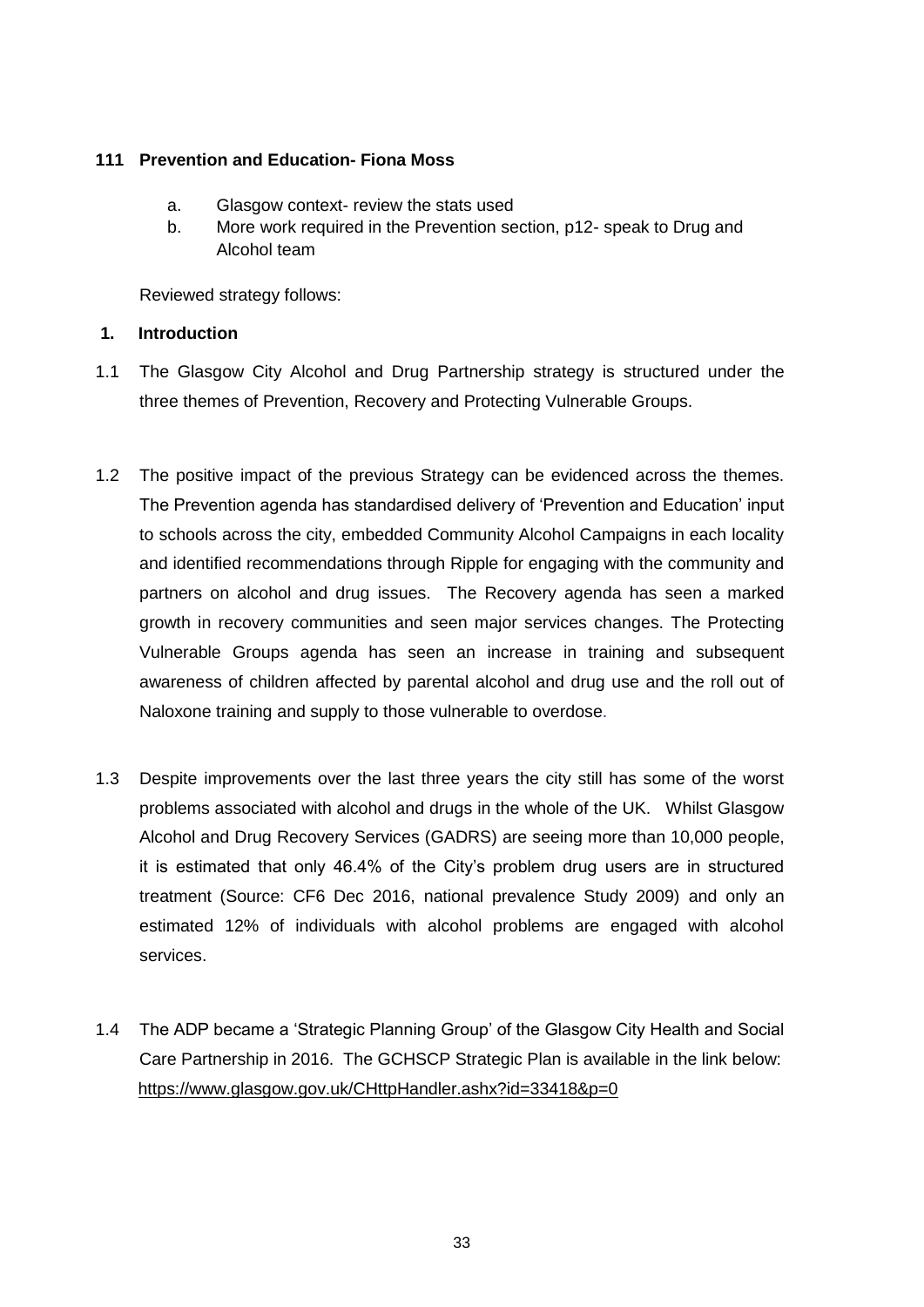**111 Prevention and Education- Fiona Moss**

a. Glasgow context- review the stats used
b. More work required in the Prevention section, p12- speak to Drug and Alcohol team

Reviewed strategy follows:

**1. Introduction**

1.1 The Glasgow City Alcohol and Drug Partnership strategy is structured under the three themes of Prevention, Recovery and Protecting Vulnerable Groups.

1.2 The positive impact of the previous Strategy can be evidenced across the themes. The Prevention agenda has standardised delivery of 'Prevention and Education' input to schools across the city, embedded Community Alcohol Campaigns in each locality and identified recommendations through Ripple for engaging with the community and partners on alcohol and drug issues. The Recovery agenda has seen a marked growth in recovery communities and seen major services changes. The Protecting Vulnerable Groups agenda has seen an increase in training and subsequent awareness of children affected by parental alcohol and drug use and the roll out of Naloxone training and supply to those vulnerable to overdose.

1.3 Despite improvements over the last three years the city still has some of the worst problems associated with alcohol and drugs in the whole of the UK. Whilst Glasgow Alcohol and Drug Recovery Services (GADRS) are seeing more than 10,000 people, it is estimated that only 46.4% of the City's problem drug users are in structured treatment (Source: CF6 Dec 2016, national prevalence Study 2009) and only an estimated 12% of individuals with alcohol problems are engaged with alcohol services.

1.4 The ADP became a 'Strategic Planning Group' of the Glasgow City Health and Social Care Partnership in 2016. The GCHSCP Strategic Plan is available in the link below: https://www.glasgow.gov.uk/CHttpHandler.ashx?id=33418&p=0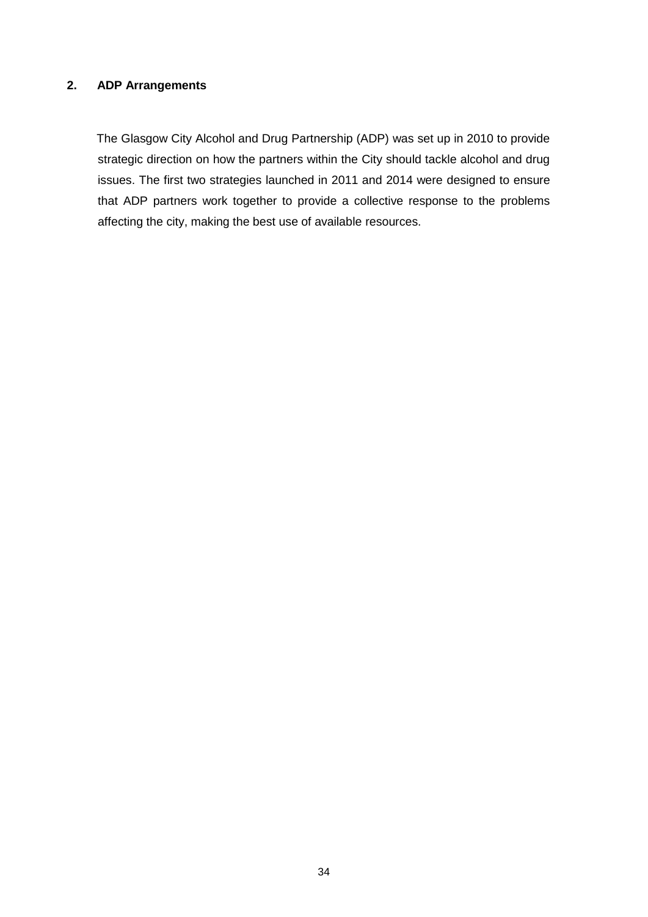## 2. ADP Arrangements

The Glasgow City Alcohol and Drug Partnership (ADP) was set up in 2010 to provide strategic direction on how the partners within the City should tackle alcohol and drug issues. The first two strategies launched in 2011 and 2014 were designed to ensure that ADP partners work together to provide a collective response to the problems affecting the city, making the best use of available resources.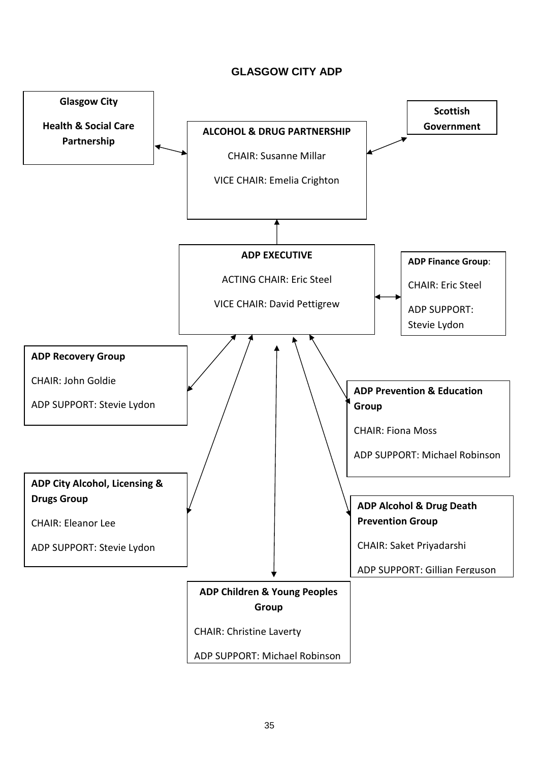## GLASGOW CITY ADP

**Glasgow City**

**Health & Social Care Partnership**

**Scottish Government**

**ALCOHOL & DRUG PARTNERSHIP**

CHAIR: Susanne Millar

VICE CHAIR: Emelia Crighton

**ADP EXECUTIVE**

ACTING CHAIR: Eric Steel

VICE CHAIR: David Pettigrew

**ADP Finance Group**:

CHAIR: Eric Steel

ADP SUPPORT: Stevie Lydon

**ADP Recovery Group**

CHAIR: John Goldie

ADP SUPPORT: Stevie Lydon

**ADP Prevention & Education Group**

CHAIR: Fiona Moss

ADP SUPPORT: Michael Robinson

**ADP City Alcohol, Licensing & Drugs Group**

CHAIR: Eleanor Lee

ADP SUPPORT: Stevie Lydon

**ADP Alcohol & Drug Death Prevention Group**

CHAIR: Saket Priyadarshi

ADP SUPPORT: Gillian Ferguson

**ADP Children & Young Peoples Group**

CHAIR: Christine Laverty

ADP SUPPORT: Michael Robinson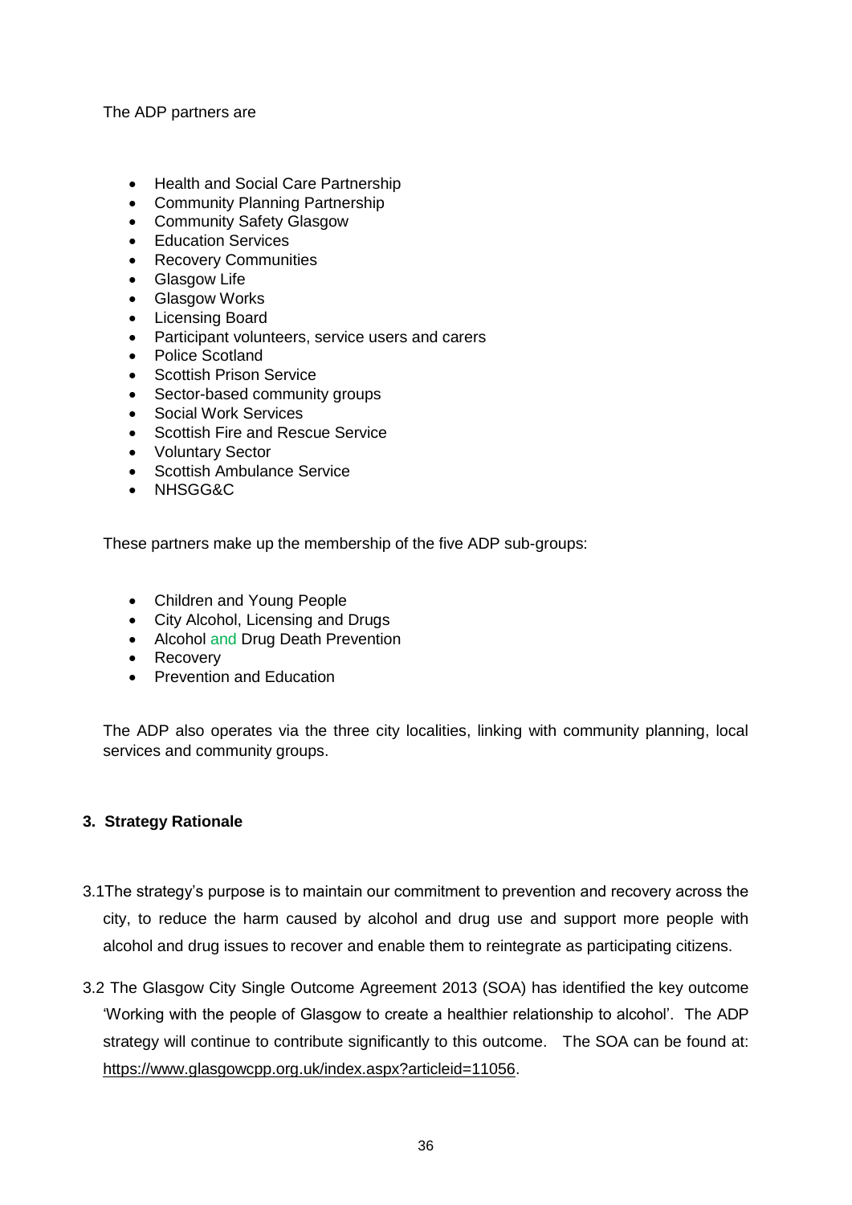The ADP partners are

- Health and Social Care Partnership
- Community Planning Partnership
- Community Safety Glasgow
- Education Services
- Recovery Communities
- Glasgow Life
- Glasgow Works
- Licensing Board
- Participant volunteers, service users and carers
- Police Scotland
- Scottish Prison Service
- Sector-based community groups
- Social Work Services
- Scottish Fire and Rescue Service
- Voluntary Sector
- Scottish Ambulance Service
- NHSGG&C

These partners make up the membership of the five ADP sub-groups:

- Children and Young People
- City Alcohol, Licensing and Drugs
- Alcohol and Drug Death Prevention
- Recovery
- Prevention and Education

The ADP also operates via the three city localities, linking with community planning, local services and community groups.

## 3. Strategy Rationale

3.1 The strategy's purpose is to maintain our commitment to prevention and recovery across the city, to reduce the harm caused by alcohol and drug use and support more people with alcohol and drug issues to recover and enable them to reintegrate as participating citizens.

3.2 The Glasgow City Single Outcome Agreement 2013 (SOA) has identified the key outcome 'Working with the people of Glasgow to create a healthier relationship to alcohol'. The ADP strategy will continue to contribute significantly to this outcome. The SOA can be found at: https://www.glasgowcpp.org.uk/index.aspx?articleid=11056.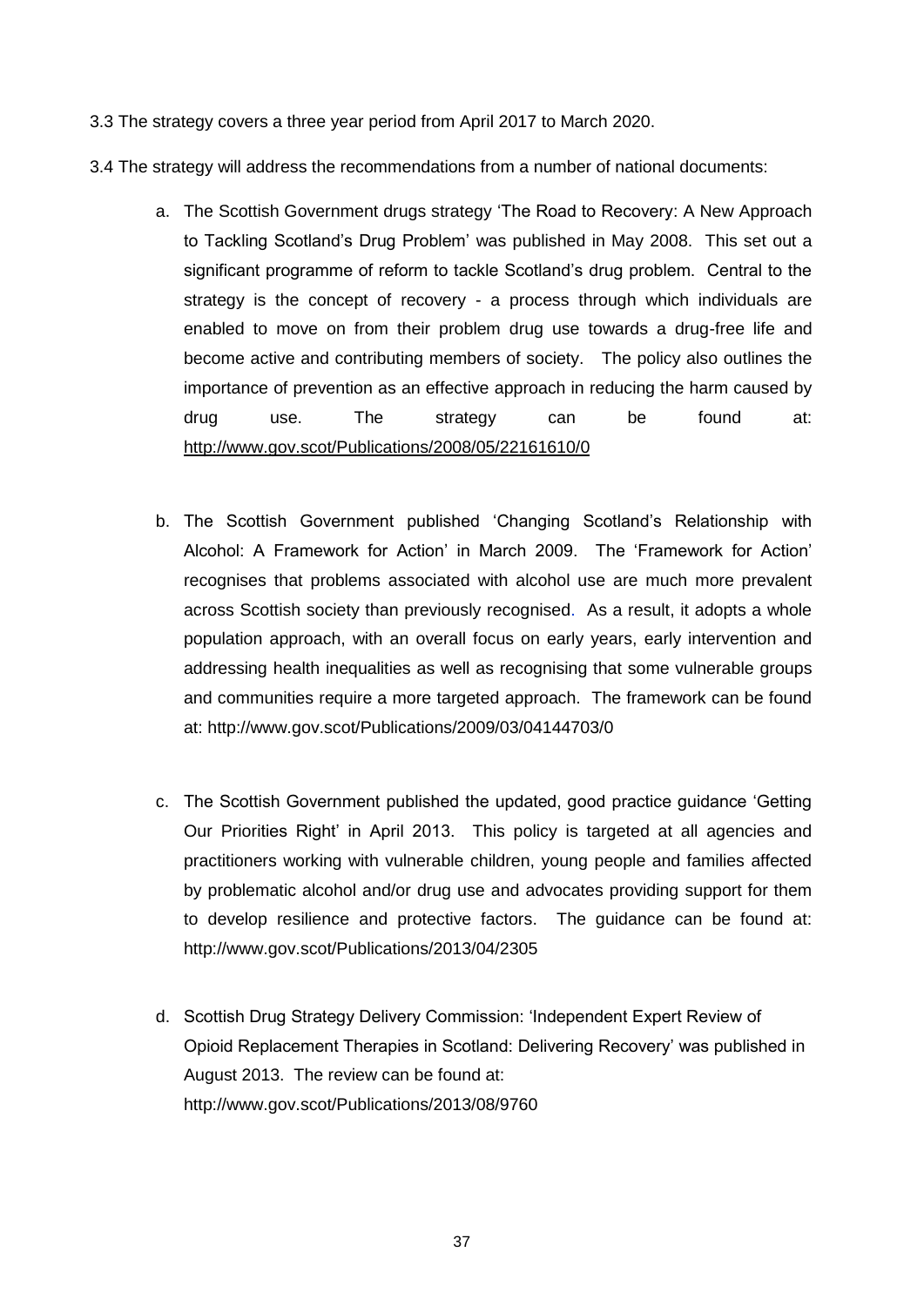3.3 The strategy covers a three year period from April 2017 to March 2020.

3.4 The strategy will address the recommendations from a number of national documents:

a. The Scottish Government drugs strategy 'The Road to Recovery: A New Approach to Tackling Scotland's Drug Problem' was published in May 2008. This set out a significant programme of reform to tackle Scotland's drug problem. Central to the strategy is the concept of recovery - a process through which individuals are enabled to move on from their problem drug use towards a drug-free life and become active and contributing members of society. The policy also outlines the importance of prevention as an effective approach in reducing the harm caused by drug use. The strategy can be found at: http://www.gov.scot/Publications/2008/05/22161610/0

b. The Scottish Government published 'Changing Scotland's Relationship with Alcohol: A Framework for Action' in March 2009. The 'Framework for Action' recognises that problems associated with alcohol use are much more prevalent across Scottish society than previously recognised. As a result, it adopts a whole population approach, with an overall focus on early years, early intervention and addressing health inequalities as well as recognising that some vulnerable groups and communities require a more targeted approach. The framework can be found at: http://www.gov.scot/Publications/2009/03/04144703/0

c. The Scottish Government published the updated, good practice guidance 'Getting Our Priorities Right' in April 2013. This policy is targeted at all agencies and practitioners working with vulnerable children, young people and families affected by problematic alcohol and/or drug use and advocates providing support for them to develop resilience and protective factors. The guidance can be found at: http://www.gov.scot/Publications/2013/04/2305

d. Scottish Drug Strategy Delivery Commission: 'Independent Expert Review of Opioid Replacement Therapies in Scotland: Delivering Recovery' was published in August 2013. The review can be found at: http://www.gov.scot/Publications/2013/08/9760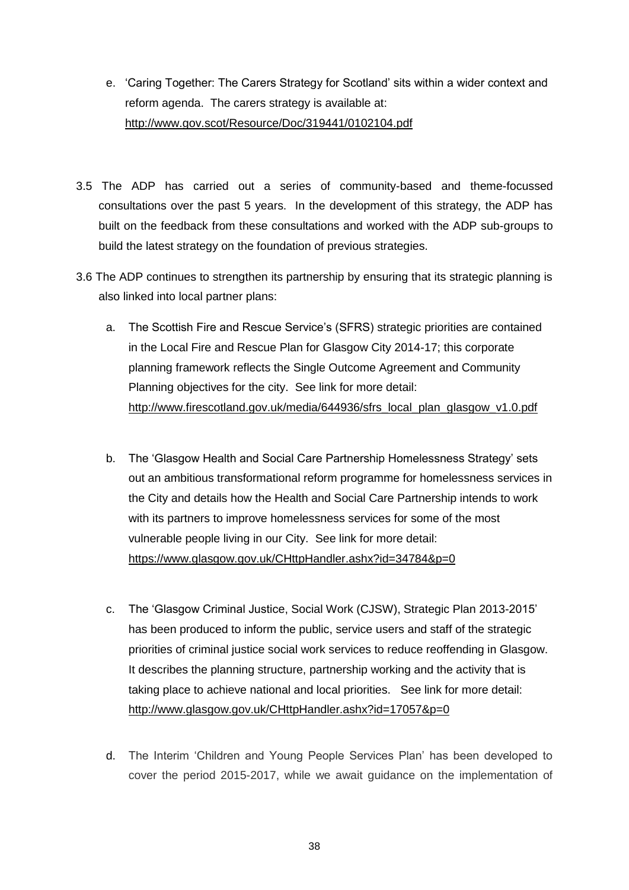e. 'Caring Together: The Carers Strategy for Scotland' sits within a wider context and reform agenda. The carers strategy is available at: http://www.gov.scot/Resource/Doc/319441/0102104.pdf

3.5 The ADP has carried out a series of community-based and theme-focussed consultations over the past 5 years. In the development of this strategy, the ADP has built on the feedback from these consultations and worked with the ADP sub-groups to build the latest strategy on the foundation of previous strategies.

3.6 The ADP continues to strengthen its partnership by ensuring that its strategic planning is also linked into local partner plans:

a. The Scottish Fire and Rescue Service's (SFRS) strategic priorities are contained in the Local Fire and Rescue Plan for Glasgow City 2014-17; this corporate planning framework reflects the Single Outcome Agreement and Community Planning objectives for the city. See link for more detail: http://www.firescotland.gov.uk/media/644936/sfrs_local_plan_glasgow_v1.0.pdf

b. The 'Glasgow Health and Social Care Partnership Homelessness Strategy' sets out an ambitious transformational reform programme for homelessness services in the City and details how the Health and Social Care Partnership intends to work with its partners to improve homelessness services for some of the most vulnerable people living in our City. See link for more detail: https://www.glasgow.gov.uk/CHttpHandler.ashx?id=34784&p=0

c. The 'Glasgow Criminal Justice, Social Work (CJSW), Strategic Plan 2013-2015' has been produced to inform the public, service users and staff of the strategic priorities of criminal justice social work services to reduce reoffending in Glasgow. It describes the planning structure, partnership working and the activity that is taking place to achieve national and local priorities. See link for more detail: http://www.glasgow.gov.uk/CHttpHandler.ashx?id=17057&p=0

d. The Interim 'Children and Young People Services Plan' has been developed to cover the period 2015-2017, while we await guidance on the implementation of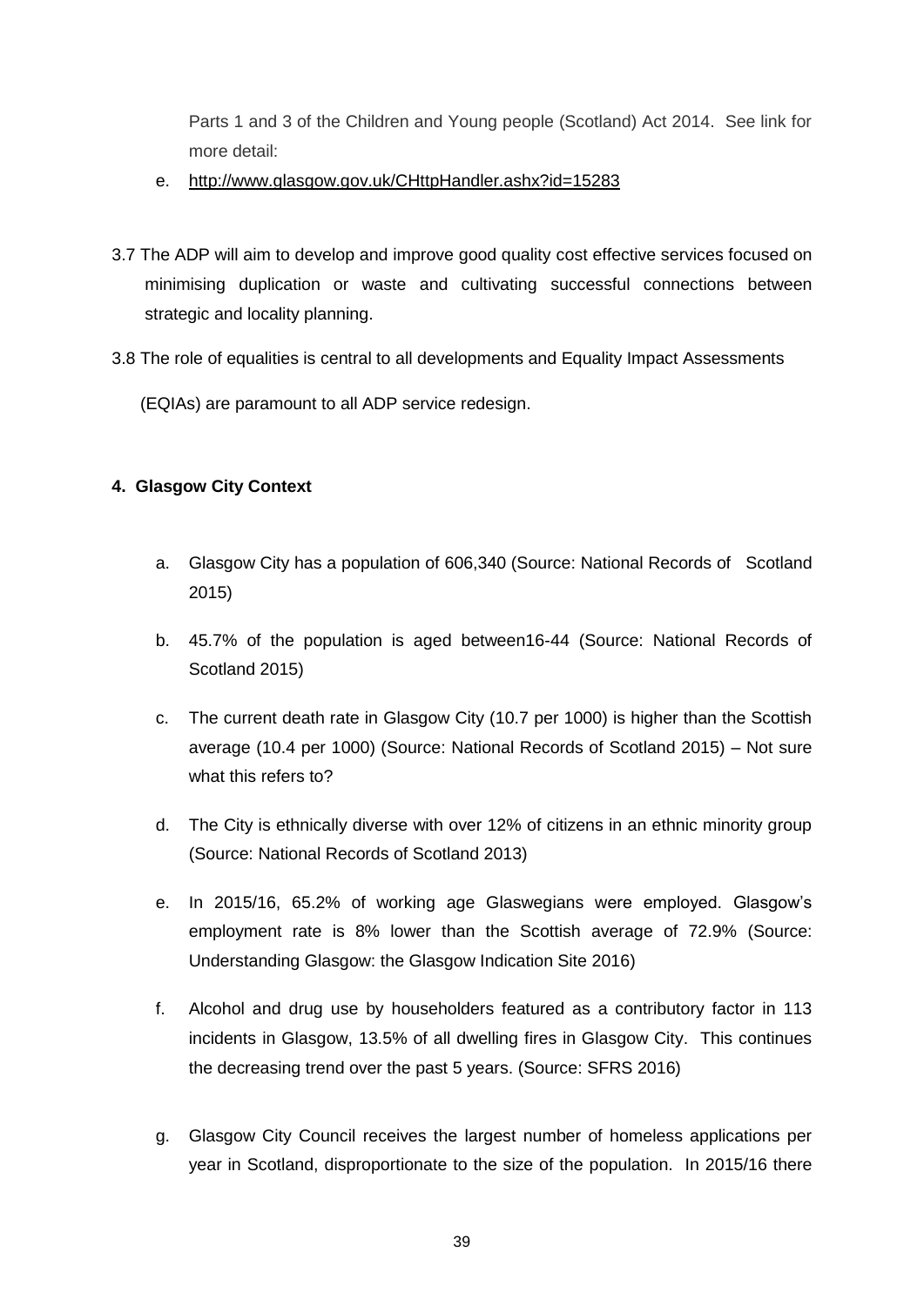Parts 1 and 3 of the Children and Young people (Scotland) Act 2014. See link for more detail:

e. http://www.glasgow.gov.uk/CHttpHandler.ashx?id=15283

3.7 The ADP will aim to develop and improve good quality cost effective services focused on minimising duplication or waste and cultivating successful connections between strategic and locality planning.

3.8 The role of equalities is central to all developments and Equality Impact Assessments (EQIAs) are paramount to all ADP service redesign.

**4. Glasgow City Context**

a. Glasgow City has a population of 606,340 (Source: National Records of Scotland 2015)

b. 45.7% of the population is aged between16-44 (Source: National Records of Scotland 2015)

c. The current death rate in Glasgow City (10.7 per 1000) is higher than the Scottish average (10.4 per 1000) (Source: National Records of Scotland 2015) – Not sure what this refers to?

d. The City is ethnically diverse with over 12% of citizens in an ethnic minority group (Source: National Records of Scotland 2013)

e. In 2015/16, 65.2% of working age Glaswegians were employed. Glasgow's employment rate is 8% lower than the Scottish average of 72.9% (Source: Understanding Glasgow: the Glasgow Indication Site 2016)

f. Alcohol and drug use by householders featured as a contributory factor in 113 incidents in Glasgow, 13.5% of all dwelling fires in Glasgow City. This continues the decreasing trend over the past 5 years. (Source: SFRS 2016)

g. Glasgow City Council receives the largest number of homeless applications per year in Scotland, disproportionate to the size of the population. In 2015/16 there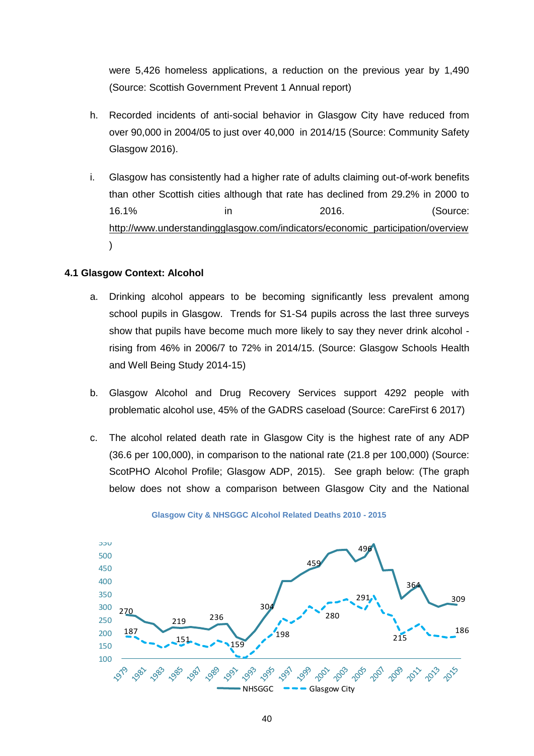were 5,426 homeless applications, a reduction on the previous year by 1,490 (Source: Scottish Government Prevent 1 Annual report)

h. Recorded incidents of anti-social behavior in Glasgow City have reduced from over 90,000 in 2004/05 to just over 40,000 in 2014/15 (Source: Community Safety Glasgow 2016).

i. Glasgow has consistently had a higher rate of adults claiming out-of-work benefits than other Scottish cities although that rate has declined from 29.2% in 2000 to 16.1% in 2016. (Source: http://www.understandingglasgow.com/indicators/economic_participation/overview)

**4.1 Glasgow Context: Alcohol**

a. Drinking alcohol appears to be becoming significantly less prevalent among school pupils in Glasgow. Trends for S1-S4 pupils across the last three surveys show that pupils have become much more likely to say they never drink alcohol - rising from 46% in 2006/7 to 72% in 2014/15. (Source: Glasgow Schools Health and Well Being Study 2014-15)

b. Glasgow Alcohol and Drug Recovery Services support 4292 people with problematic alcohol use, 45% of the GADRS caseload (Source: CareFirst 6 2017)

c. The alcohol related death rate in Glasgow City is the highest rate of any ADP (36.6 per 100,000), in comparison to the national rate (21.8 per 100,000) (Source: ScotPHO Alcohol Profile; Glasgow ADP, 2015). See graph below: (The graph below does not show a comparison between Glasgow City and the National

**Glasgow City & NHSGGC Alcohol Related Deaths 2010 - 2015**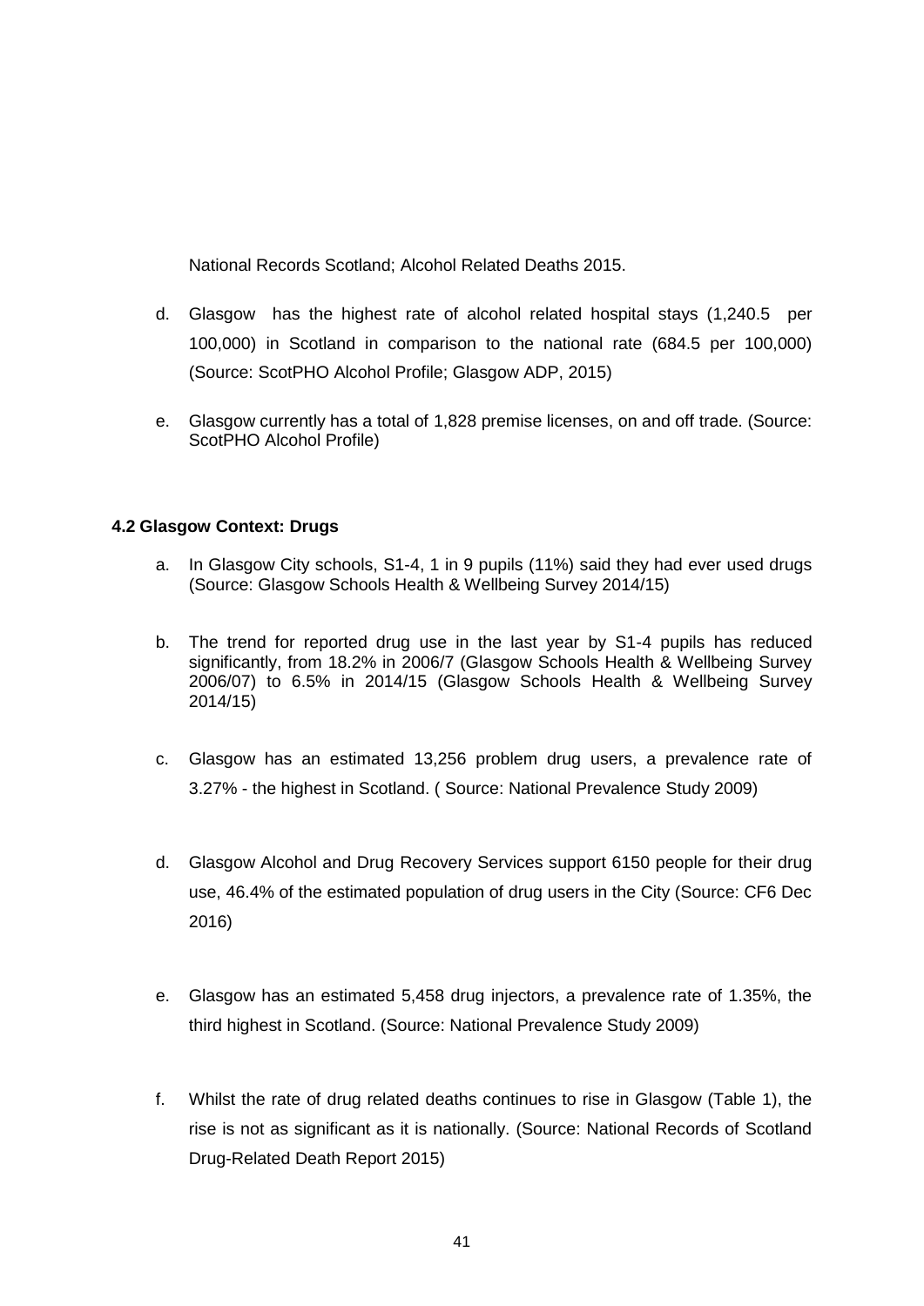National Records Scotland; Alcohol Related Deaths 2015.

d. Glasgow has the highest rate of alcohol related hospital stays (1,240.5 per 100,000) in Scotland in comparison to the national rate (684.5 per 100,000) (Source: ScotPHO Alcohol Profile; Glasgow ADP, 2015)

e. Glasgow currently has a total of 1,828 premise licenses, on and off trade. (Source: ScotPHO Alcohol Profile)

### 4.2 Glasgow Context: Drugs

a. In Glasgow City schools, S1-4, 1 in 9 pupils (11%) said they had ever used drugs (Source: Glasgow Schools Health & Wellbeing Survey 2014/15)

b. The trend for reported drug use in the last year by S1-4 pupils has reduced significantly, from 18.2% in 2006/7 (Glasgow Schools Health & Wellbeing Survey 2006/07) to 6.5% in 2014/15 (Glasgow Schools Health & Wellbeing Survey 2014/15)

c. Glasgow has an estimated 13,256 problem drug users, a prevalence rate of 3.27% - the highest in Scotland. ( Source: National Prevalence Study 2009)

d. Glasgow Alcohol and Drug Recovery Services support 6150 people for their drug use, 46.4% of the estimated population of drug users in the City (Source: CF6 Dec 2016)

e. Glasgow has an estimated 5,458 drug injectors, a prevalence rate of 1.35%, the third highest in Scotland. (Source: National Prevalence Study 2009)

f. Whilst the rate of drug related deaths continues to rise in Glasgow (Table 1), the rise is not as significant as it is nationally. (Source: National Records of Scotland Drug-Related Death Report 2015)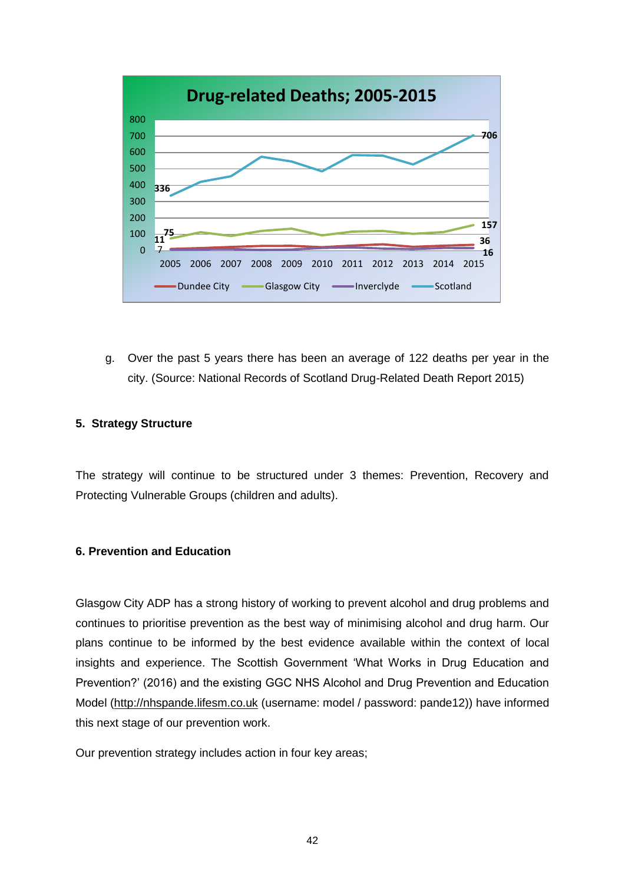**Drug-related Deaths; 2005-2015**

g. Over the past 5 years there has been an average of 122 deaths per year in the city. (Source: National Records of Scotland Drug-Related Death Report 2015)

## 5. Strategy Structure

The strategy will continue to be structured under 3 themes: Prevention, Recovery and Protecting Vulnerable Groups (children and adults).

## 6. Prevention and Education

Glasgow City ADP has a strong history of working to prevent alcohol and drug problems and continues to prioritise prevention as the best way of minimising alcohol and drug harm. Our plans continue to be informed by the best evidence available within the context of local insights and experience. The Scottish Government 'What Works in Drug Education and Prevention?' (2016) and the existing GGC NHS Alcohol and Drug Prevention and Education Model (http://nhspande.lifesm.co.uk (username: model / password: pande12)) have informed this next stage of our prevention work.

Our prevention strategy includes action in four key areas;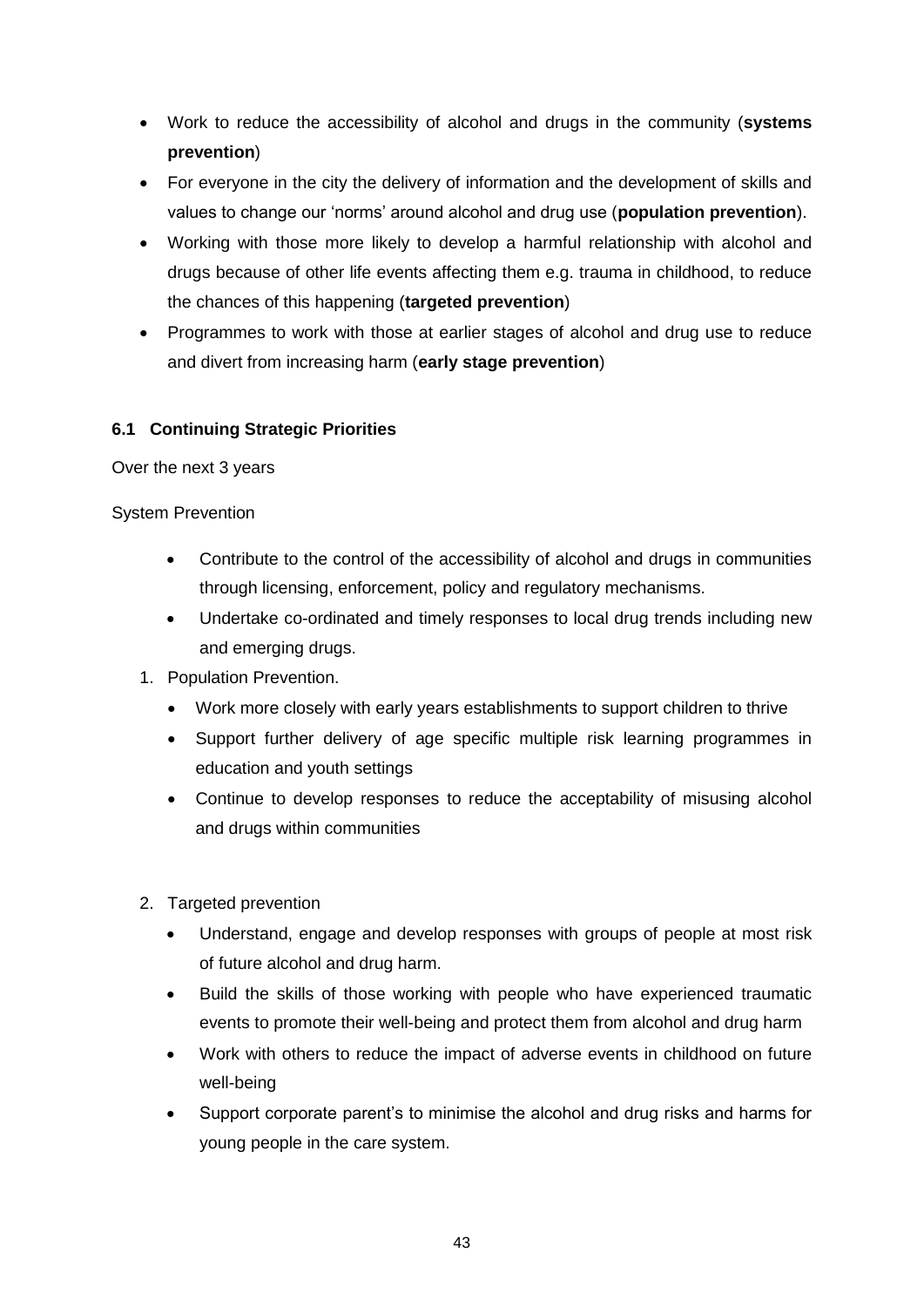- Work to reduce the accessibility of alcohol and drugs in the community (**systems prevention**)
- For everyone in the city the delivery of information and the development of skills and values to change our 'norms' around alcohol and drug use (**population prevention**).
- Working with those more likely to develop a harmful relationship with alcohol and drugs because of other life events affecting them e.g. trauma in childhood, to reduce the chances of this happening (**targeted prevention**)
- Programmes to work with those at earlier stages of alcohol and drug use to reduce and divert from increasing harm (**early stage prevention**)

### 6.1 Continuing Strategic Priorities

Over the next 3 years

System Prevention

- Contribute to the control of the accessibility of alcohol and drugs in communities through licensing, enforcement, policy and regulatory mechanisms.
- Undertake co-ordinated and timely responses to local drug trends including new and emerging drugs.

1. Population Prevention.
   - Work more closely with early years establishments to support children to thrive
   - Support further delivery of age specific multiple risk learning programmes in education and youth settings
   - Continue to develop responses to reduce the acceptability of misusing alcohol and drugs within communities

2. Targeted prevention
   - Understand, engage and develop responses with groups of people at most risk of future alcohol and drug harm.
   - Build the skills of those working with people who have experienced traumatic events to promote their well-being and protect them from alcohol and drug harm
   - Work with others to reduce the impact of adverse events in childhood on future well-being
   - Support corporate parent's to minimise the alcohol and drug risks and harms for young people in the care system.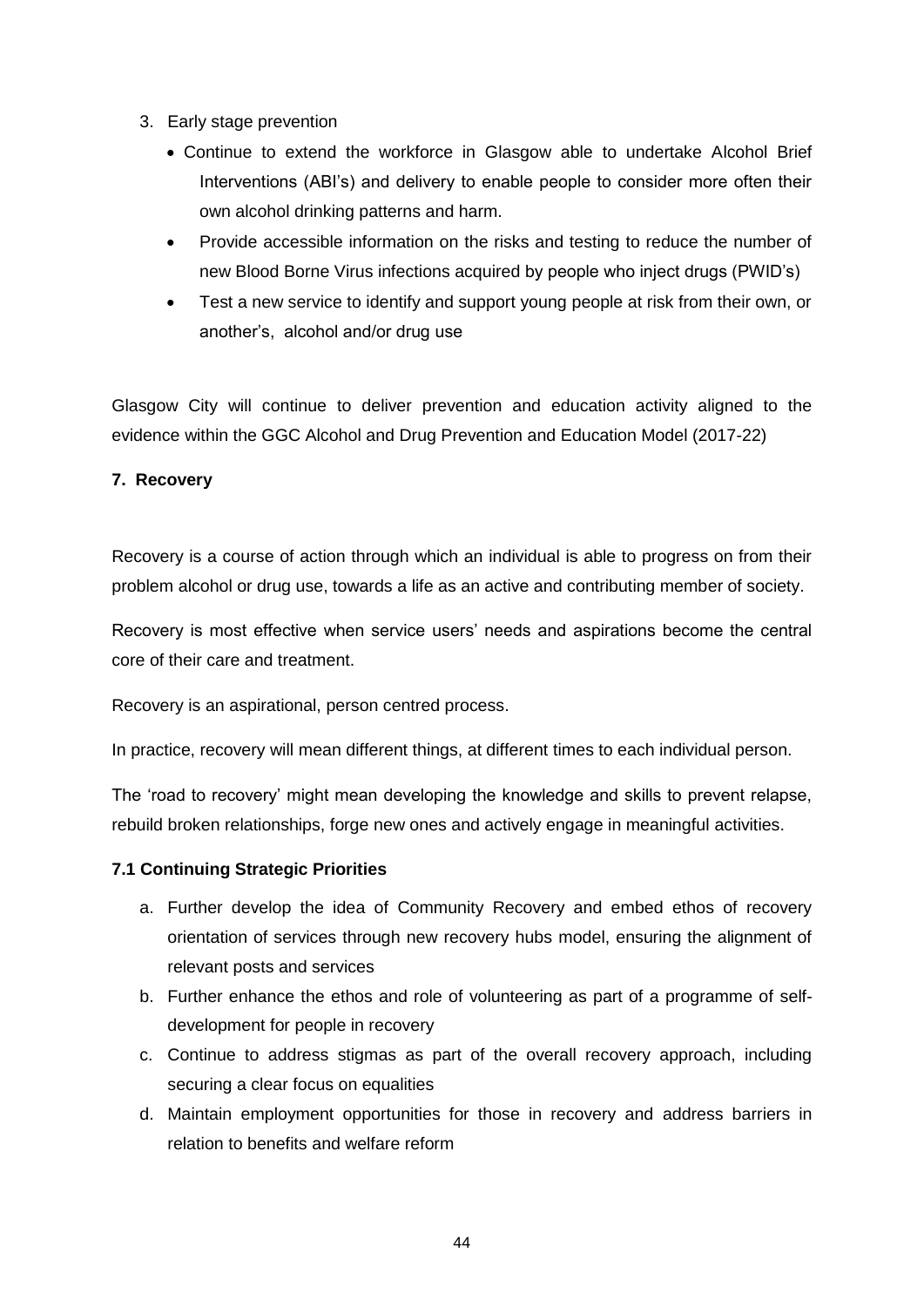3. Early stage prevention
    - Continue to extend the workforce in Glasgow able to undertake Alcohol Brief Interventions (ABI's) and delivery to enable people to consider more often their own alcohol drinking patterns and harm.
    - Provide accessible information on the risks and testing to reduce the number of new Blood Borne Virus infections acquired by people who inject drugs (PWID's)
    - Test a new service to identify and support young people at risk from their own, or another's, alcohol and/or drug use

Glasgow City will continue to deliver prevention and education activity aligned to the evidence within the GGC Alcohol and Drug Prevention and Education Model (2017-22)

## 7. Recovery

Recovery is a course of action through which an individual is able to progress on from their problem alcohol or drug use, towards a life as an active and contributing member of society.

Recovery is most effective when service users' needs and aspirations become the central core of their care and treatment.

Recovery is an aspirational, person centred process.

In practice, recovery will mean different things, at different times to each individual person.

The 'road to recovery' might mean developing the knowledge and skills to prevent relapse, rebuild broken relationships, forge new ones and actively engage in meaningful activities.

### 7.1 Continuing Strategic Priorities

a. Further develop the idea of Community Recovery and embed ethos of recovery orientation of services through new recovery hubs model, ensuring the alignment of relevant posts and services
b. Further enhance the ethos and role of volunteering as part of a programme of self-development for people in recovery
c. Continue to address stigmas as part of the overall recovery approach, including securing a clear focus on equalities
d. Maintain employment opportunities for those in recovery and address barriers in relation to benefits and welfare reform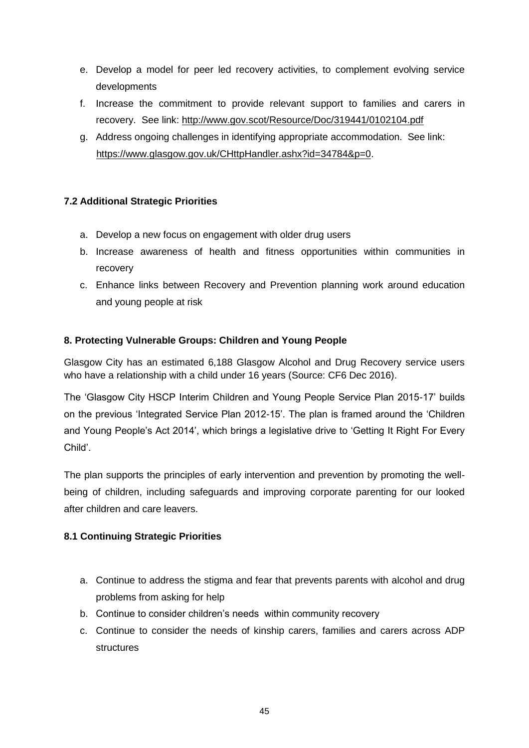e. Develop a model for peer led recovery activities, to complement evolving service developments
f. Increase the commitment to provide relevant support to families and carers in recovery. See link: http://www.gov.scot/Resource/Doc/319441/0102104.pdf
g. Address ongoing challenges in identifying appropriate accommodation. See link: https://www.glasgow.gov.uk/CHttpHandler.ashx?id=34784&p=0.

### 7.2 Additional Strategic Priorities

a. Develop a new focus on engagement with older drug users
b. Increase awareness of health and fitness opportunities within communities in recovery
c. Enhance links between Recovery and Prevention planning work around education and young people at risk

## 8. Protecting Vulnerable Groups: Children and Young People

Glasgow City has an estimated 6,188 Glasgow Alcohol and Drug Recovery service users who have a relationship with a child under 16 years (Source: CF6 Dec 2016).

The 'Glasgow City HSCP Interim Children and Young People Service Plan 2015-17' builds on the previous 'Integrated Service Plan 2012-15'. The plan is framed around the 'Children and Young People's Act 2014', which brings a legislative drive to 'Getting It Right For Every Child'.

The plan supports the principles of early intervention and prevention by promoting the well-being of children, including safeguards and improving corporate parenting for our looked after children and care leavers.

### 8.1 Continuing Strategic Priorities

a. Continue to address the stigma and fear that prevents parents with alcohol and drug problems from asking for help
b. Continue to consider children's needs within community recovery
c. Continue to consider the needs of kinship carers, families and carers across ADP structures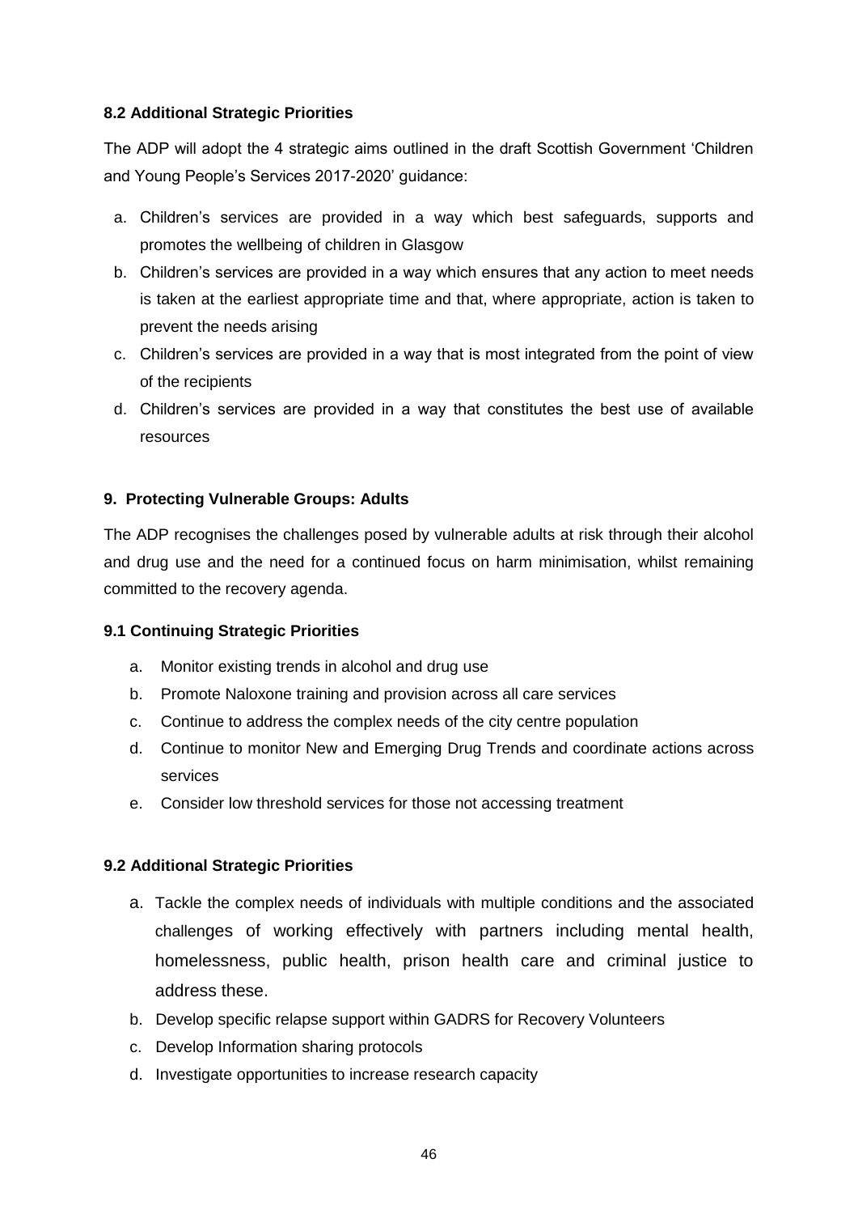### 8.2 Additional Strategic Priorities

The ADP will adopt the 4 strategic aims outlined in the draft Scottish Government 'Children and Young People's Services 2017-2020' guidance:

a. Children's services are provided in a way which best safeguards, supports and promotes the wellbeing of children in Glasgow
b. Children's services are provided in a way which ensures that any action to meet needs is taken at the earliest appropriate time and that, where appropriate, action is taken to prevent the needs arising
c. Children's services are provided in a way that is most integrated from the point of view of the recipients
d. Children's services are provided in a way that constitutes the best use of available resources

## 9. Protecting Vulnerable Groups: Adults

The ADP recognises the challenges posed by vulnerable adults at risk through their alcohol and drug use and the need for a continued focus on harm minimisation, whilst remaining committed to the recovery agenda.

### 9.1 Continuing Strategic Priorities

a. Monitor existing trends in alcohol and drug use
b. Promote Naloxone training and provision across all care services
c. Continue to address the complex needs of the city centre population
d. Continue to monitor New and Emerging Drug Trends and coordinate actions across services
e. Consider low threshold services for those not accessing treatment

### 9.2 Additional Strategic Priorities

a. Tackle the complex needs of individuals with multiple conditions and the associated challenges of working effectively with partners including mental health, homelessness, public health, prison health care and criminal justice to address these.
b. Develop specific relapse support within GADRS for Recovery Volunteers
c. Develop Information sharing protocols
d. Investigate opportunities to increase research capacity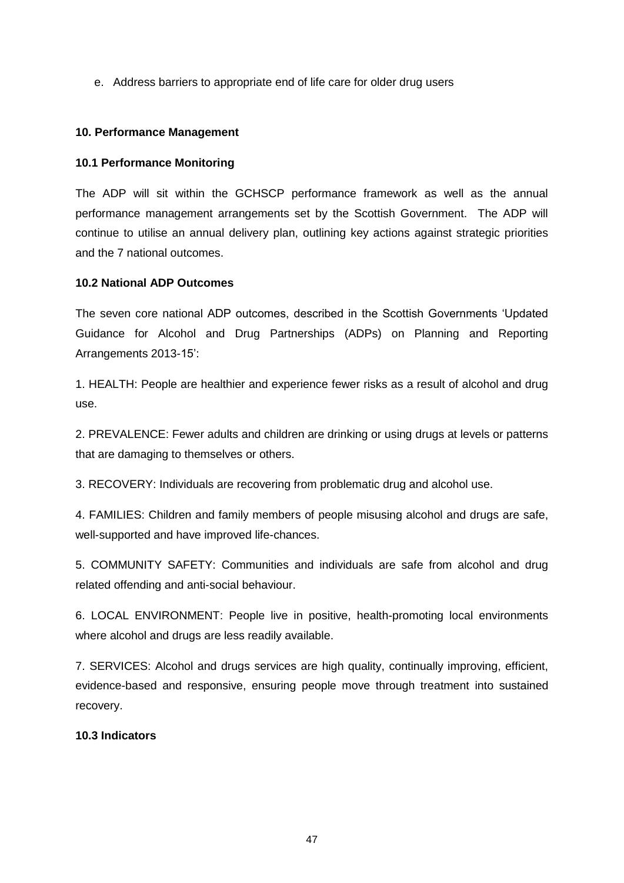e. Address barriers to appropriate end of life care for older drug users

## 10. Performance Management

### 10.1 Performance Monitoring

The ADP will sit within the GCHSCP performance framework as well as the annual performance management arrangements set by the Scottish Government. The ADP will continue to utilise an annual delivery plan, outlining key actions against strategic priorities and the 7 national outcomes.

### 10.2 National ADP Outcomes

The seven core national ADP outcomes, described in the Scottish Governments 'Updated Guidance for Alcohol and Drug Partnerships (ADPs) on Planning and Reporting Arrangements 2013-15':

1. HEALTH: People are healthier and experience fewer risks as a result of alcohol and drug use.

2. PREVALENCE: Fewer adults and children are drinking or using drugs at levels or patterns that are damaging to themselves or others.

3. RECOVERY: Individuals are recovering from problematic drug and alcohol use.

4. FAMILIES: Children and family members of people misusing alcohol and drugs are safe, well-supported and have improved life-chances.

5. COMMUNITY SAFETY: Communities and individuals are safe from alcohol and drug related offending and anti-social behaviour.

6. LOCAL ENVIRONMENT: People live in positive, health-promoting local environments where alcohol and drugs are less readily available.

7. SERVICES: Alcohol and drugs services are high quality, continually improving, efficient, evidence-based and responsive, ensuring people move through treatment into sustained recovery.

### 10.3 Indicators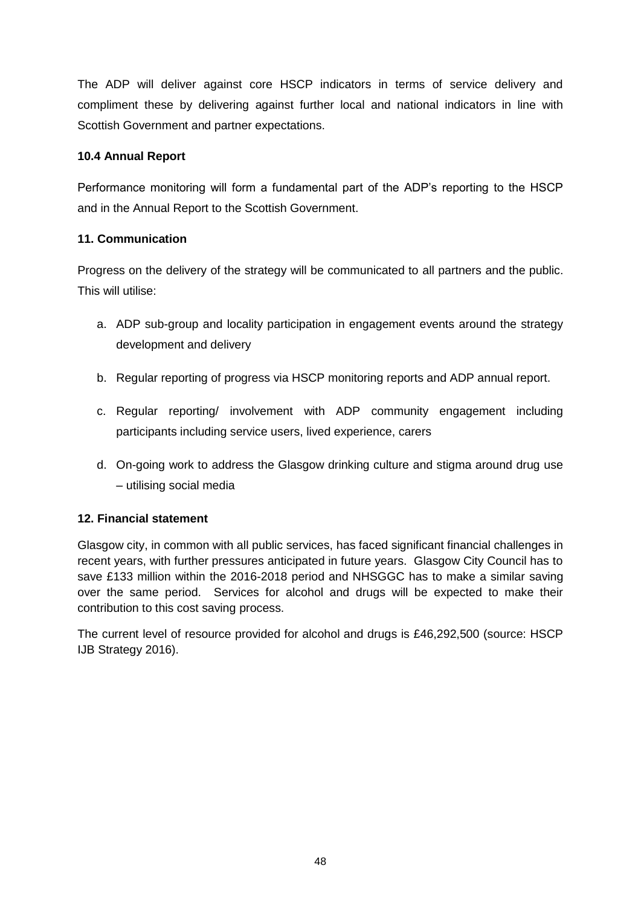The ADP will deliver against core HSCP indicators in terms of service delivery and compliment these by delivering against further local and national indicators in line with Scottish Government and partner expectations.

### 10.4 Annual Report

Performance monitoring will form a fundamental part of the ADP's reporting to the HSCP and in the Annual Report to the Scottish Government.

## 11. Communication

Progress on the delivery of the strategy will be communicated to all partners and the public. This will utilise:

a. ADP sub-group and locality participation in engagement events around the strategy development and delivery

b. Regular reporting of progress via HSCP monitoring reports and ADP annual report.

c. Regular reporting/ involvement with ADP community engagement including participants including service users, lived experience, carers

d. On-going work to address the Glasgow drinking culture and stigma around drug use – utilising social media

## 12. Financial statement

Glasgow city, in common with all public services, has faced significant financial challenges in recent years, with further pressures anticipated in future years. Glasgow City Council has to save £133 million within the 2016-2018 period and NHSGGC has to make a similar saving over the same period. Services for alcohol and drugs will be expected to make their contribution to this cost saving process.

The current level of resource provided for alcohol and drugs is £46,292,500 (source: HSCP IJB Strategy 2016).